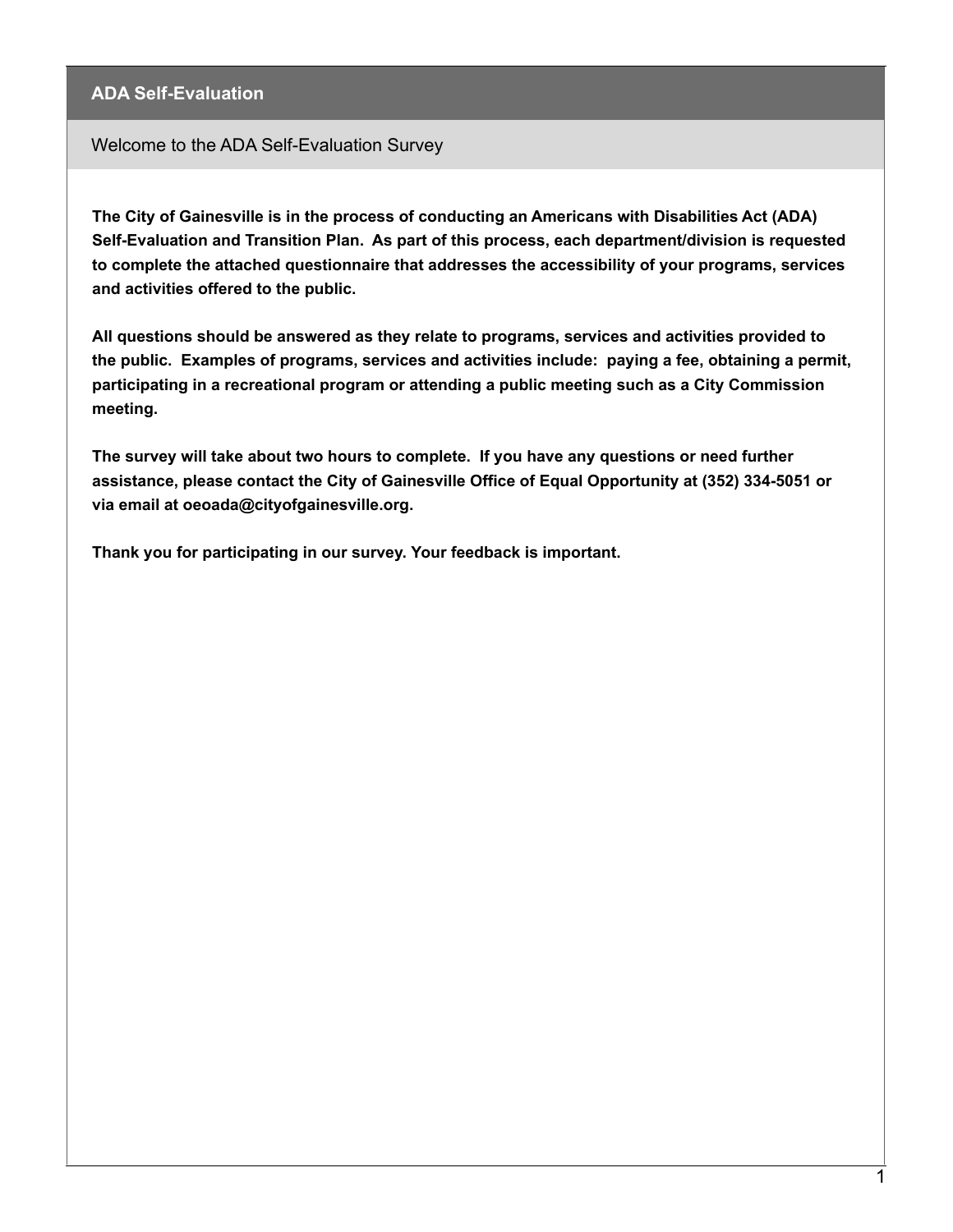# ADA Self-Evaluation

## Welcome to the ADA Self-Evaluation Survey

**The City of Gainesville is in the process of conducting an Americans with Disabilities Act (ADA) Self-Evaluation and Transition Plan. As part of this process, each department/division is requested to complete the attached questionnaire that addresses the accessibility of your programs, services and activities offered to the public.**

**All questions should be answered as they relate to programs, services and activities provided to the public. Examples of programs, services and activities include: paying a fee, obtaining a permit, participating in a recreational program or attending a public meeting such as a City Commission meeting.**

**The survey will take about two hours to complete. If you have any questions or need further assistance, please contact the City of Gainesville Office of Equal Opportunity at (352) 334-5051 or via email at oeoada@cityofgainesville.org.**

**Thank you for participating in our survey. Your feedback is important.**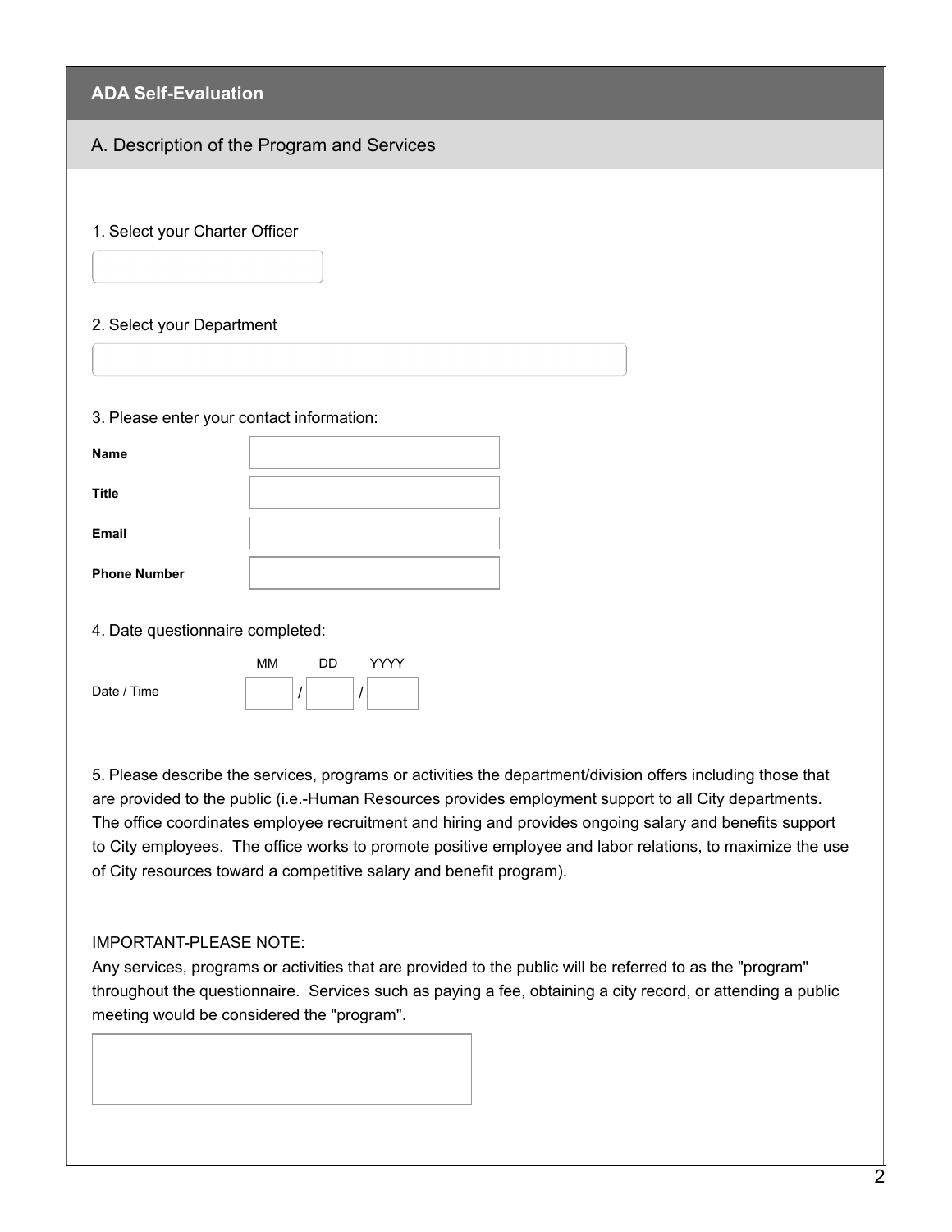## ADA Self-Evaluation

### A. Description of the Program and Services

1. Select your Charter Officer

2. Select your Department

3. Please enter your contact information:

| | |
|---|---|
| **Name** | |
| **Title** | |
| **Email** | |
| **Phone Number** | |

4. Date questionnaire completed:

| | MM | DD | YYYY |
|---|---|---|---|
| Date / Time | / | / | |

5. Please describe the services, programs or activities the department/division offers including those that are provided to the public (i.e.-Human Resources provides employment support to all City departments. The office coordinates employee recruitment and hiring and provides ongoing salary and benefits support to City employees. The office works to promote positive employee and labor relations, to maximize the use of City resources toward a competitive salary and benefit program).

IMPORTANT-PLEASE NOTE:
Any services, programs or activities that are provided to the public will be referred to as the "program" throughout the questionnaire. Services such as paying a fee, obtaining a city record, or attending a public meeting would be considered the "program".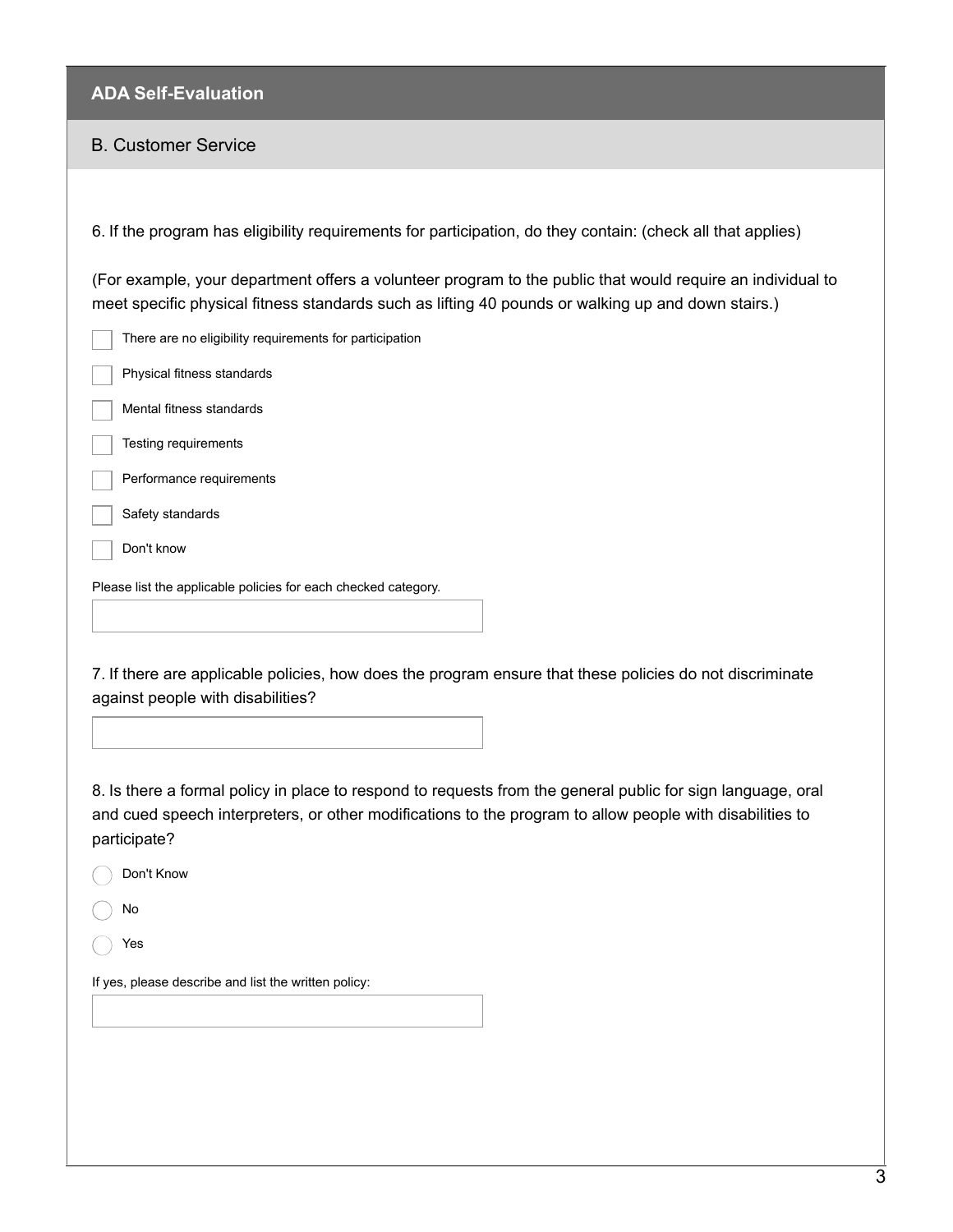## ADA Self-Evaluation

### B. Customer Service

6. If the program has eligibility requirements for participation, do they contain: (check all that applies)

(For example, your department offers a volunteer program to the public that would require an individual to meet specific physical fitness standards such as lifting 40 pounds or walking up and down stairs.)

- [ ] There are no eligibility requirements for participation
- [ ] Physical fitness standards
- [ ] Mental fitness standards
- [ ] Testing requirements
- [ ] Performance requirements
- [ ] Safety standards
- [ ] Don't know

Please list the applicable policies for each checked category.

7. If there are applicable policies, how does the program ensure that these policies do not discriminate against people with disabilities?

8. Is there a formal policy in place to respond to requests from the general public for sign language, oral and cued speech interpreters, or other modifications to the program to allow people with disabilities to participate?

- ○ Don't Know
- ○ No
- ○ Yes

If yes, please describe and list the written policy: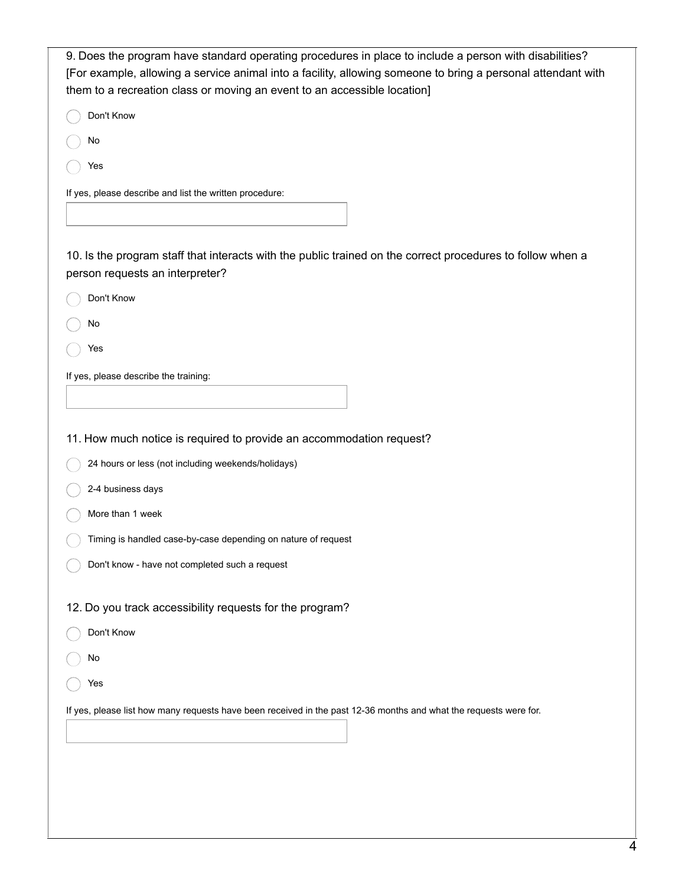9. Does the program have standard operating procedures in place to include a person with disabilities? [For example, allowing a service animal into a facility, allowing someone to bring a personal attendant with them to a recreation class or moving an event to an accessible location]

- ◯ Don't Know
- ◯ No
- ◯ Yes

If yes, please describe and list the written procedure:

\_\_\_\_\_\_\_\_\_\_\_\_\_\_\_\_\_\_\_\_\_\_\_\_\_\_\_\_\_\_\_\_

10. Is the program staff that interacts with the public trained on the correct procedures to follow when a person requests an interpreter?

- ◯ Don't Know
- ◯ No
- ◯ Yes

If yes, please describe the training:

\_\_\_\_\_\_\_\_\_\_\_\_\_\_\_\_\_\_\_\_\_\_\_\_\_\_\_\_\_\_\_\_

11. How much notice is required to provide an accommodation request?

- ◯ 24 hours or less (not including weekends/holidays)
- ◯ 2-4 business days
- ◯ More than 1 week
- ◯ Timing is handled case-by-case depending on nature of request
- ◯ Don't know - have not completed such a request

12. Do you track accessibility requests for the program?

- ◯ Don't Know
- ◯ No
- ◯ Yes

If yes, please list how many requests have been received in the past 12-36 months and what the requests were for.

\_\_\_\_\_\_\_\_\_\_\_\_\_\_\_\_\_\_\_\_\_\_\_\_\_\_\_\_\_\_\_\_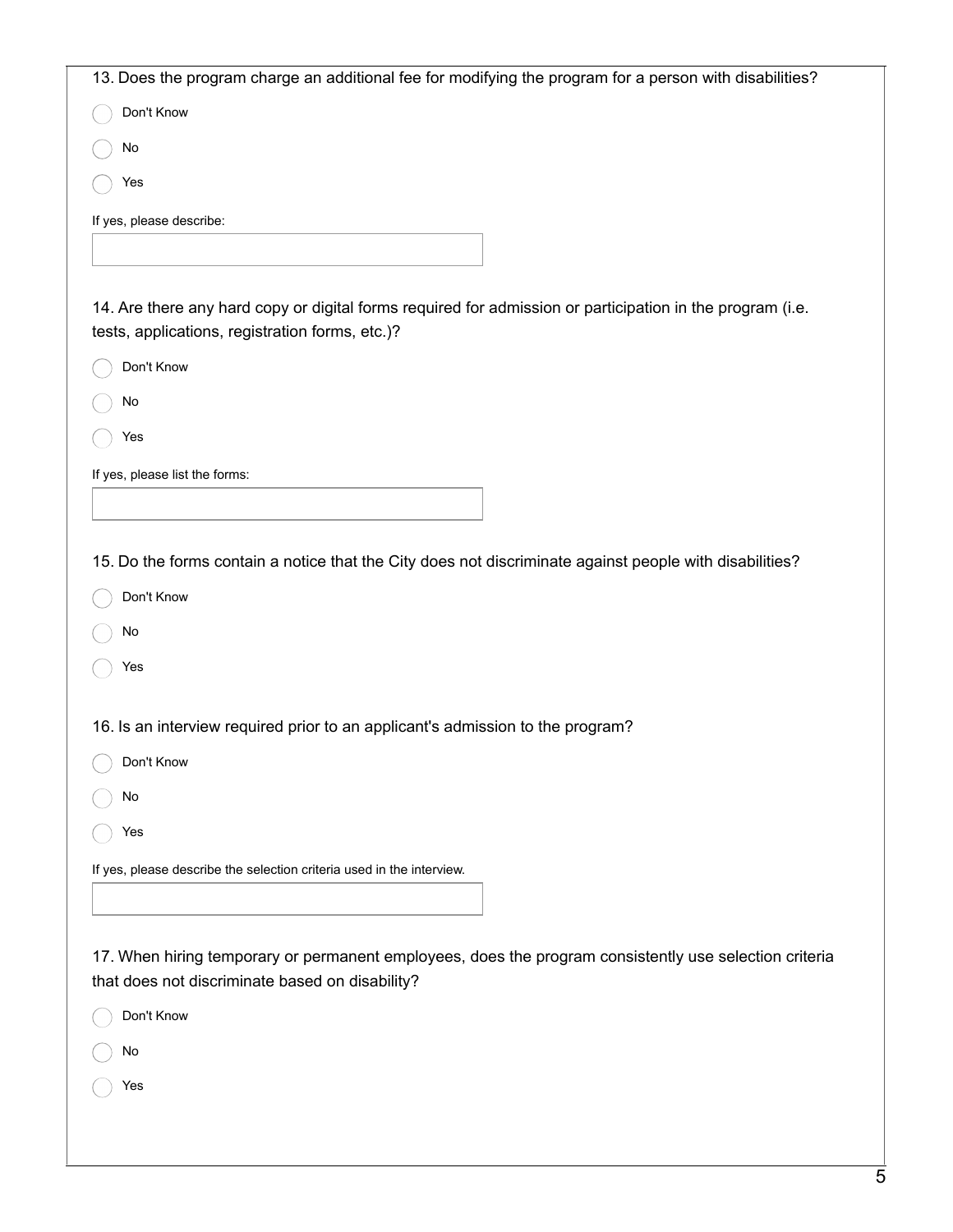13. Does the program charge an additional fee for modifying the program for a person with disabilities?

- ◯ Don't Know
- ◯ No
- ◯ Yes

If yes, please describe:

14. Are there any hard copy or digital forms required for admission or participation in the program (i.e. tests, applications, registration forms, etc.)?

- ◯ Don't Know
- ◯ No
- ◯ Yes

If yes, please list the forms:

15. Do the forms contain a notice that the City does not discriminate against people with disabilities?

- ◯ Don't Know
- ◯ No
- ◯ Yes

16. Is an interview required prior to an applicant's admission to the program?

- ◯ Don't Know
- ◯ No
- ◯ Yes

If yes, please describe the selection criteria used in the interview.

17. When hiring temporary or permanent employees, does the program consistently use selection criteria that does not discriminate based on disability?

- ◯ Don't Know
- ◯ No
- ◯ Yes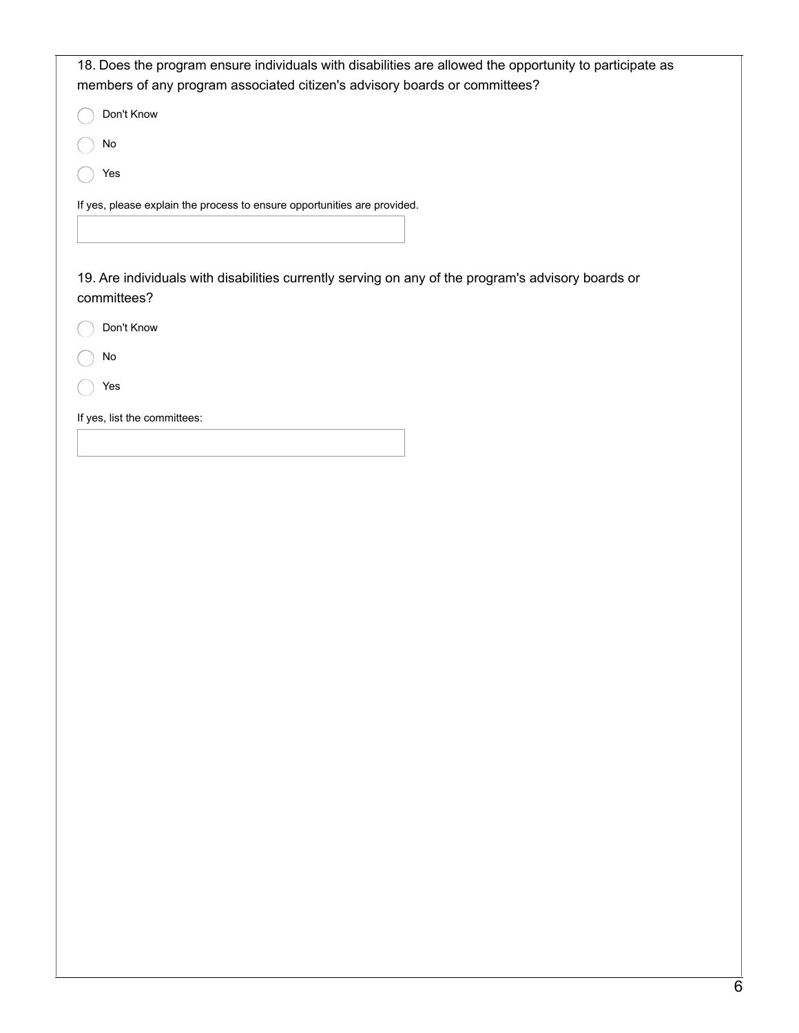18. Does the program ensure individuals with disabilities are allowed the opportunity to participate as members of any program associated citizen's advisory boards or committees?

- ○ Don't Know
- ○ No
- ○ Yes

If yes, please explain the process to ensure opportunities are provided.

19. Are individuals with disabilities currently serving on any of the program's advisory boards or committees?

- ○ Don't Know
- ○ No
- ○ Yes

If yes, list the committees: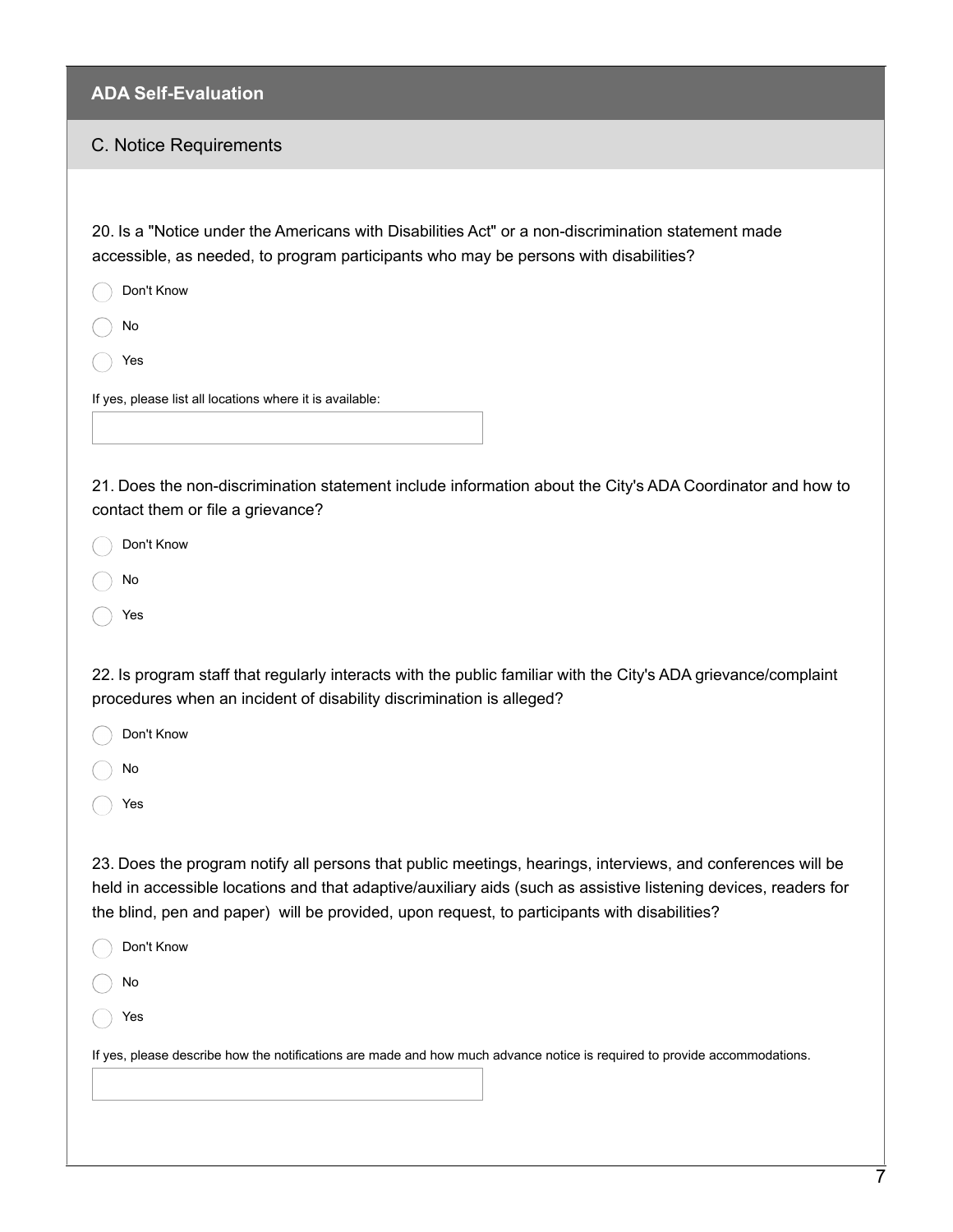## ADA Self-Evaluation

### C. Notice Requirements

20. Is a "Notice under the Americans with Disabilities Act" or a non-discrimination statement made accessible, as needed, to program participants who may be persons with disabilities?

- Don't Know
- No
- Yes

If yes, please list all locations where it is available:

21. Does the non-discrimination statement include information about the City's ADA Coordinator and how to contact them or file a grievance?

- Don't Know
- No
- Yes

22. Is program staff that regularly interacts with the public familiar with the City's ADA grievance/complaint procedures when an incident of disability discrimination is alleged?

- Don't Know
- No
- Yes

23. Does the program notify all persons that public meetings, hearings, interviews, and conferences will be held in accessible locations and that adaptive/auxiliary aids (such as assistive listening devices, readers for the blind, pen and paper) will be provided, upon request, to participants with disabilities?

- Don't Know
- No
- Yes

If yes, please describe how the notifications are made and how much advance notice is required to provide accommodations.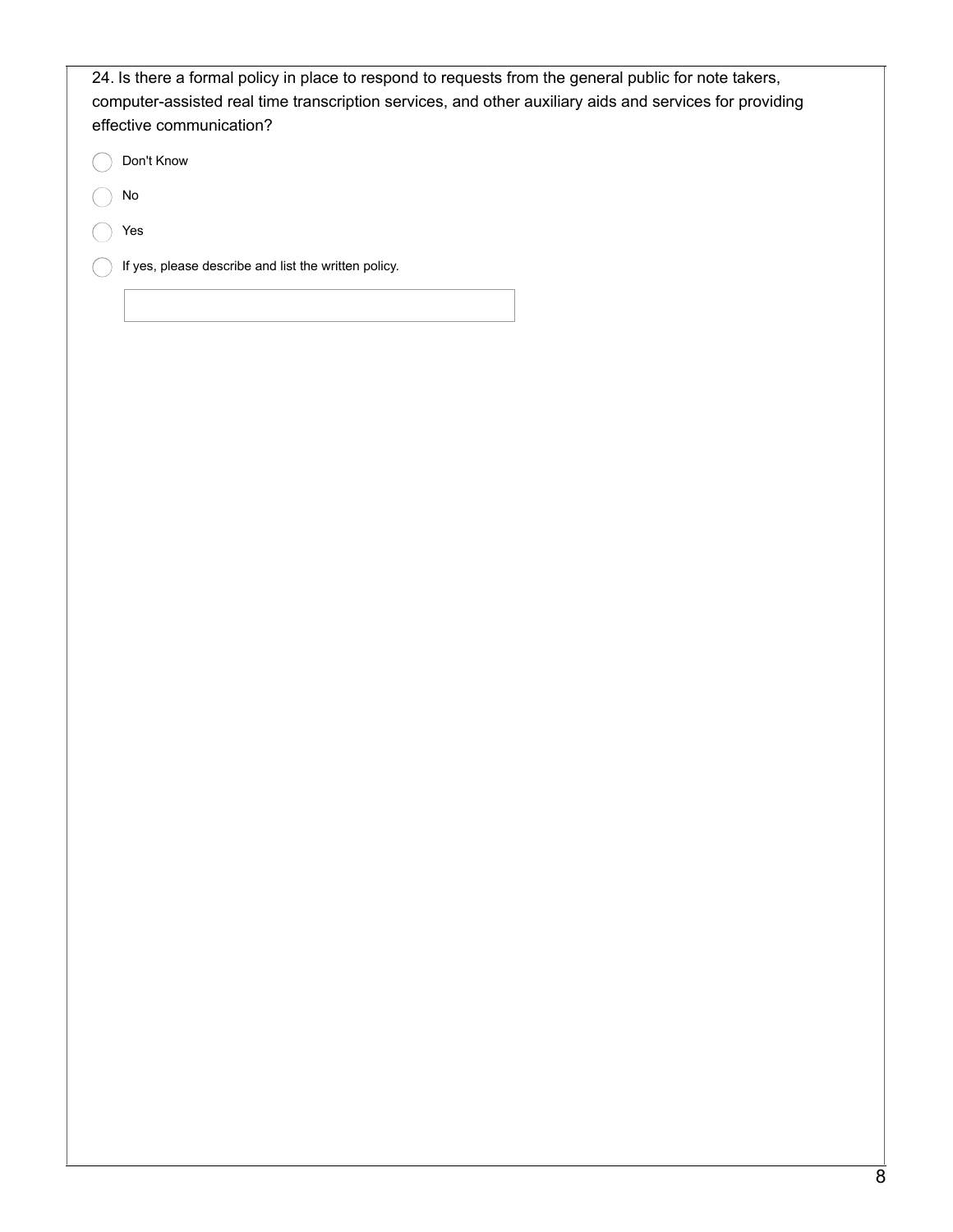24. Is there a formal policy in place to respond to requests from the general public for note takers, computer-assisted real time transcription services, and other auxiliary aids and services for providing effective communication?

- ○ Don't Know
- ○ No
- ○ Yes
- ○ If yes, please describe and list the written policy.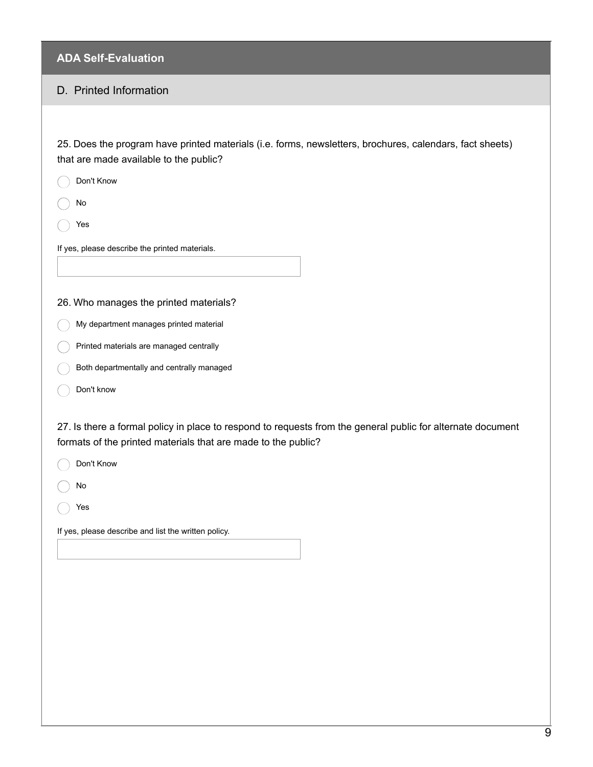## ADA Self-Evaluation

### D. Printed Information

25. Does the program have printed materials (i.e. forms, newsletters, brochures, calendars, fact sheets) that are made available to the public?

- ◯ Don't Know
- ◯ No
- ◯ Yes

If yes, please describe the printed materials.

26. Who manages the printed materials?

- ◯ My department manages printed material
- ◯ Printed materials are managed centrally
- ◯ Both departmentally and centrally managed
- ◯ Don't know

27. Is there a formal policy in place to respond to requests from the general public for alternate document formats of the printed materials that are made to the public?

- ◯ Don't Know
- ◯ No
- ◯ Yes

If yes, please describe and list the written policy.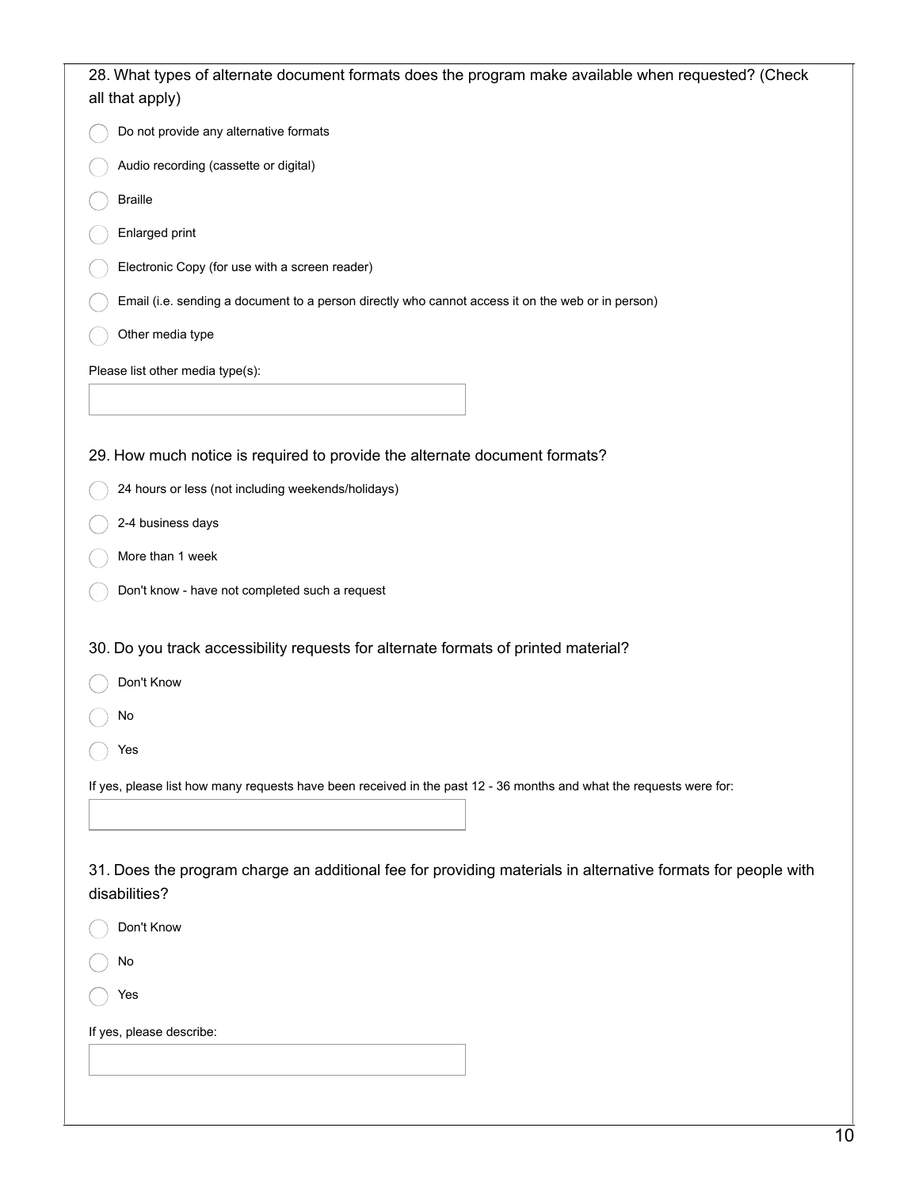28. What types of alternate document formats does the program make available when requested? (Check all that apply)

- ◯ Do not provide any alternative formats
- ◯ Audio recording (cassette or digital)
- ◯ Braille
- ◯ Enlarged print
- ◯ Electronic Copy (for use with a screen reader)
- ◯ Email (i.e. sending a document to a person directly who cannot access it on the web or in person)
- ◯ Other media type

Please list other media type(s):

\_\_\_\_\_\_\_\_\_\_\_\_\_\_\_\_\_\_\_\_

29. How much notice is required to provide the alternate document formats?

- ◯ 24 hours or less (not including weekends/holidays)
- ◯ 2-4 business days
- ◯ More than 1 week
- ◯ Don't know - have not completed such a request

30. Do you track accessibility requests for alternate formats of printed material?

- ◯ Don't Know
- ◯ No
- ◯ Yes

If yes, please list how many requests have been received in the past 12 - 36 months and what the requests were for:

\_\_\_\_\_\_\_\_\_\_\_\_\_\_\_\_\_\_\_\_

31. Does the program charge an additional fee for providing materials in alternative formats for people with disabilities?

- ◯ Don't Know
- ◯ No
- ◯ Yes

If yes, please describe:

\_\_\_\_\_\_\_\_\_\_\_\_\_\_\_\_\_\_\_\_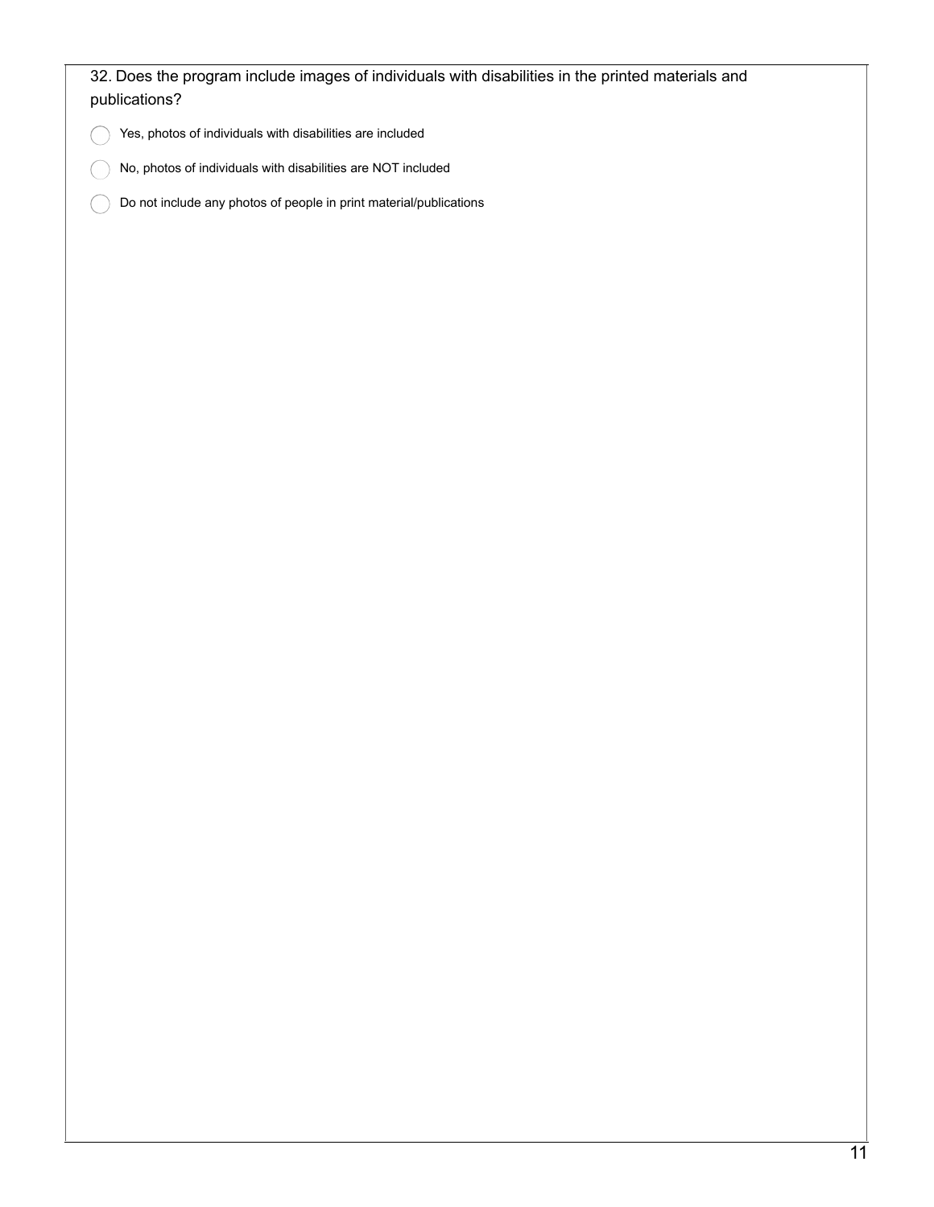32. Does the program include images of individuals with disabilities in the printed materials and publications?

- ◯ Yes, photos of individuals with disabilities are included
- ◯ No, photos of individuals with disabilities are NOT included
- ◯ Do not include any photos of people in print material/publications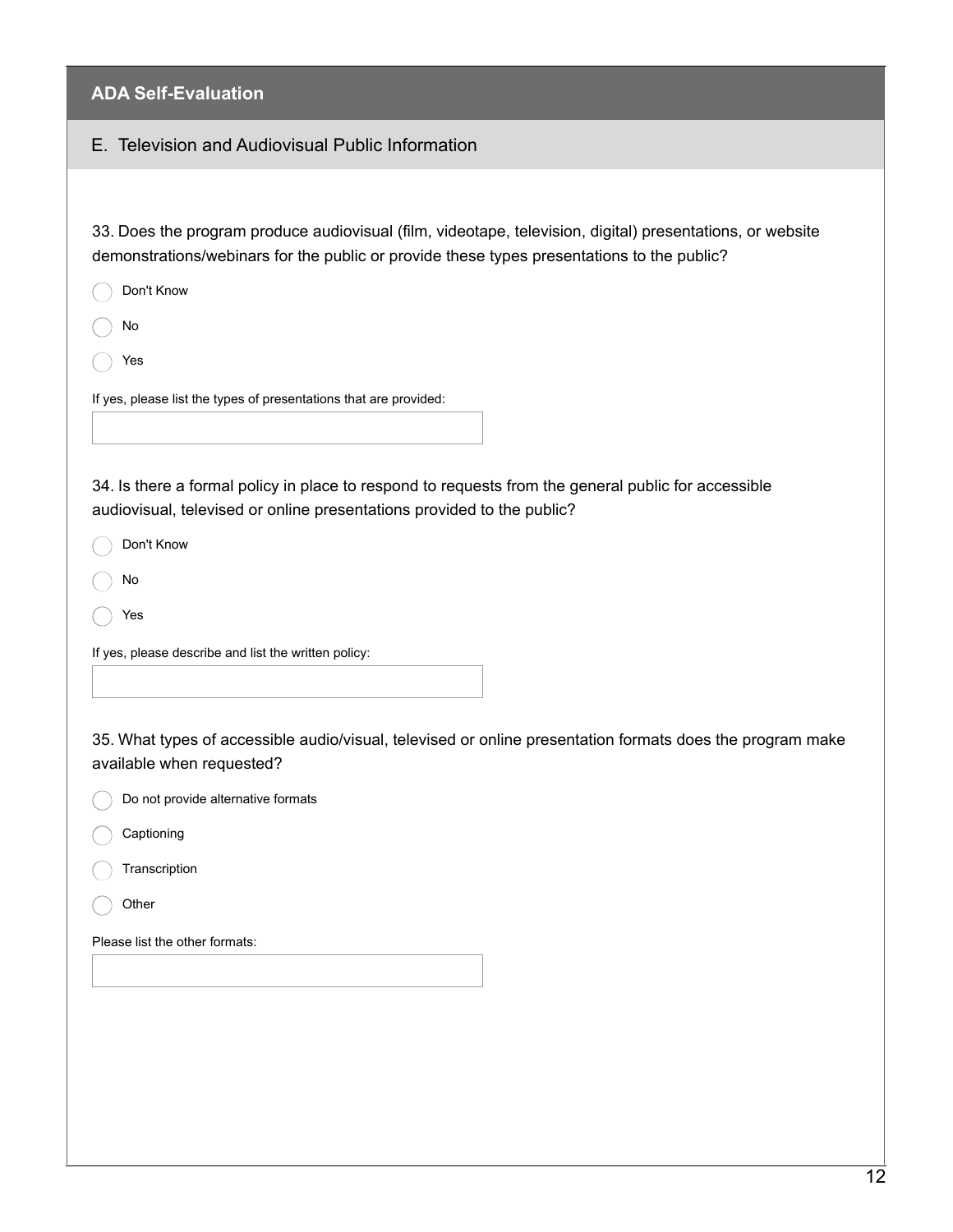## ADA Self-Evaluation

### E. Television and Audiovisual Public Information

33. Does the program produce audiovisual (film, videotape, television, digital) presentations, or website demonstrations/webinars for the public or provide these types presentations to the public?

- ◯ Don't Know
- ◯ No
- ◯ Yes

If yes, please list the types of presentations that are provided:

34. Is there a formal policy in place to respond to requests from the general public for accessible audiovisual, televised or online presentations provided to the public?

- ◯ Don't Know
- ◯ No
- ◯ Yes

If yes, please describe and list the written policy:

35. What types of accessible audio/visual, televised or online presentation formats does the program make available when requested?

- ◯ Do not provide alternative formats
- ◯ Captioning
- ◯ Transcription
- ◯ Other

Please list the other formats: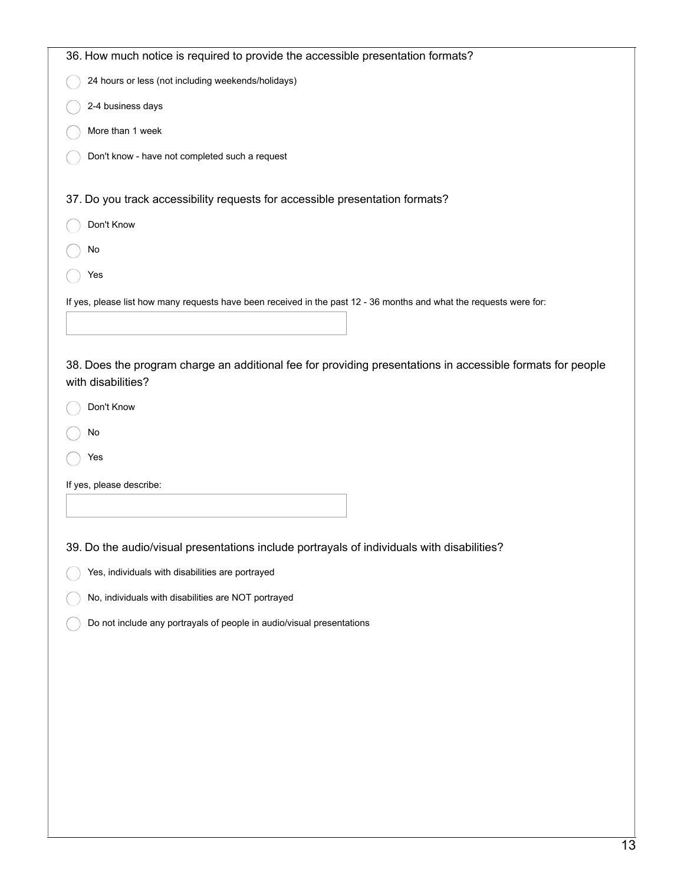36. How much notice is required to provide the accessible presentation formats?

- ◯ 24 hours or less (not including weekends/holidays)
- ◯ 2-4 business days
- ◯ More than 1 week
- ◯ Don't know - have not completed such a request

37. Do you track accessibility requests for accessible presentation formats?

- ◯ Don't Know
- ◯ No
- ◯ Yes

If yes, please list how many requests have been received in the past 12 - 36 months and what the requests were for:

38. Does the program charge an additional fee for providing presentations in accessible formats for people with disabilities?

- ◯ Don't Know
- ◯ No
- ◯ Yes

If yes, please describe:

39. Do the audio/visual presentations include portrayals of individuals with disabilities?

- ◯ Yes, individuals with disabilities are portrayed
- ◯ No, individuals with disabilities are NOT portrayed
- ◯ Do not include any portrayals of people in audio/visual presentations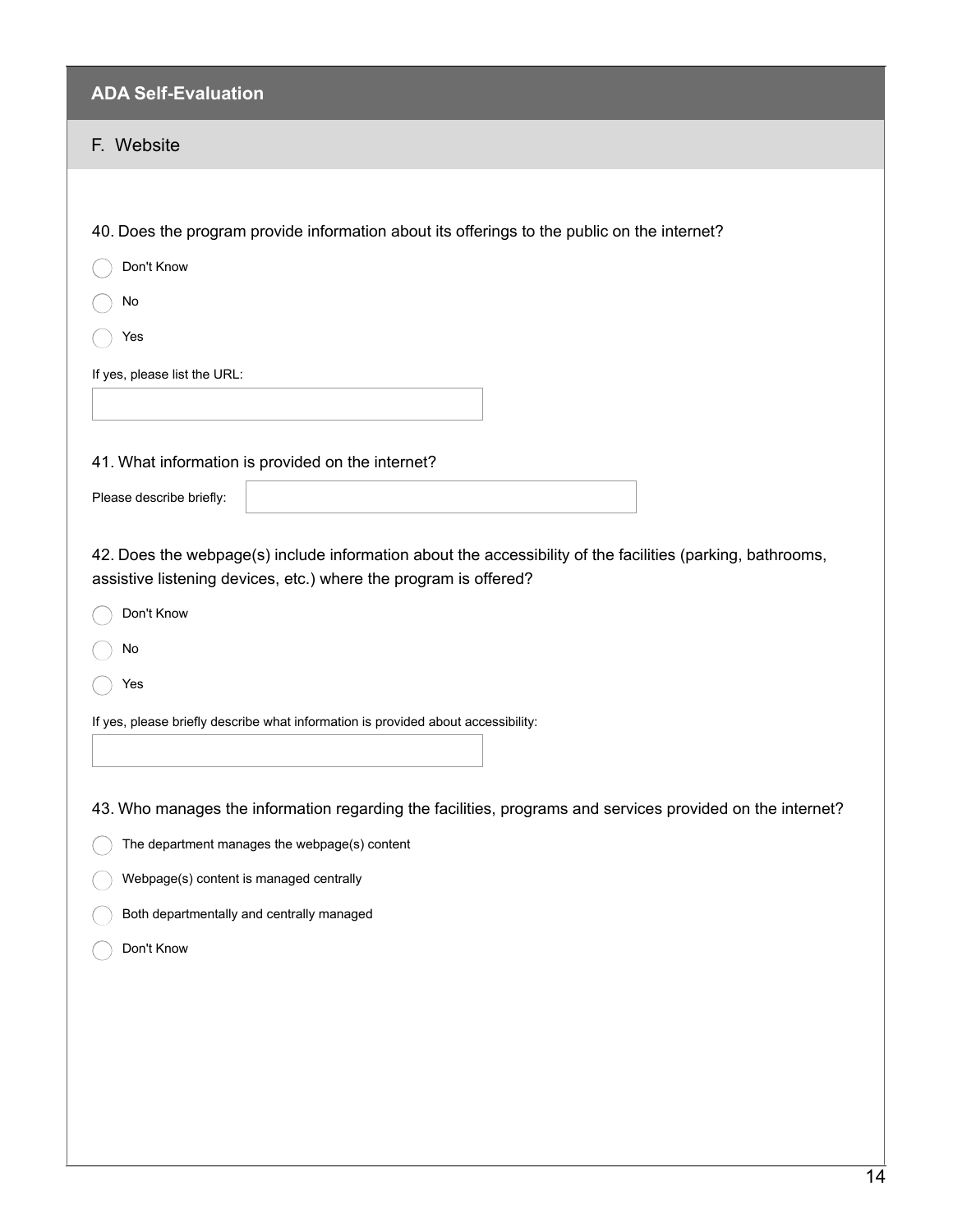## ADA Self-Evaluation

### F. Website

40. Does the program provide information about its offerings to the public on the internet?

- ◯ Don't Know
- ◯ No
- ◯ Yes

If yes, please list the URL:

41. What information is provided on the internet?

Please describe briefly:

42. Does the webpage(s) include information about the accessibility of the facilities (parking, bathrooms, assistive listening devices, etc.) where the program is offered?

- ◯ Don't Know
- ◯ No
- ◯ Yes

If yes, please briefly describe what information is provided about accessibility:

43. Who manages the information regarding the facilities, programs and services provided on the internet?

- ◯ The department manages the webpage(s) content
- ◯ Webpage(s) content is managed centrally
- ◯ Both departmentally and centrally managed
- ◯ Don't Know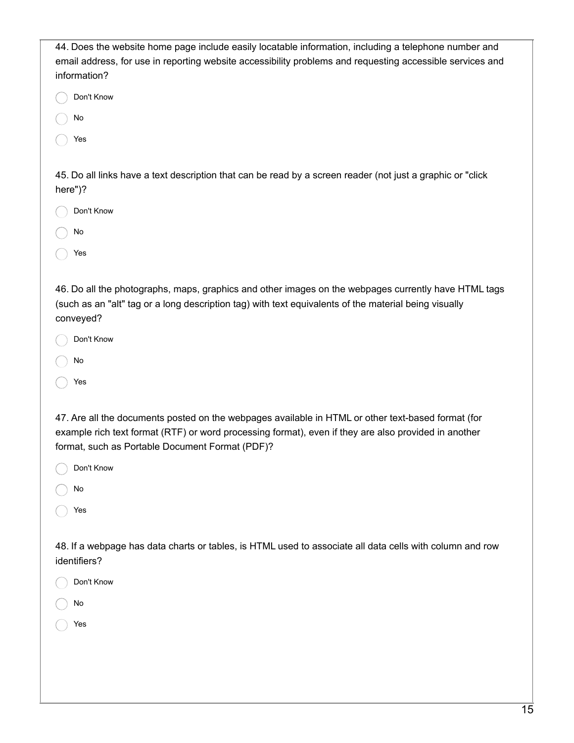44. Does the website home page include easily locatable information, including a telephone number and email address, for use in reporting website accessibility problems and requesting accessible services and information?

- Don't Know
- No
- Yes

45. Do all links have a text description that can be read by a screen reader (not just a graphic or "click here")?

- Don't Know
- No
- Yes

46. Do all the photographs, maps, graphics and other images on the webpages currently have HTML tags (such as an "alt" tag or a long description tag) with text equivalents of the material being visually conveyed?

- Don't Know
- No
- Yes

47. Are all the documents posted on the webpages available in HTML or other text-based format (for example rich text format (RTF) or word processing format), even if they are also provided in another format, such as Portable Document Format (PDF)?

- Don't Know
- No
- Yes

48. If a webpage has data charts or tables, is HTML used to associate all data cells with column and row identifiers?

- Don't Know
- No
- Yes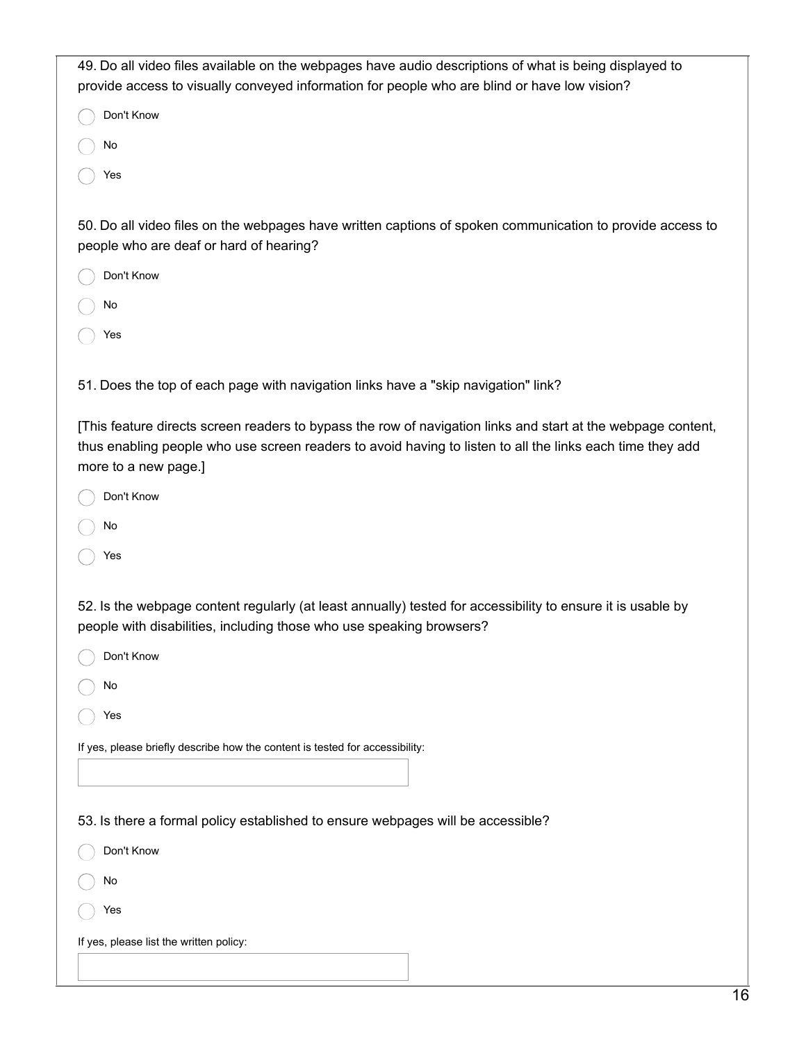49. Do all video files available on the webpages have audio descriptions of what is being displayed to provide access to visually conveyed information for people who are blind or have low vision?

- ◯ Don't Know
- ◯ No
- ◯ Yes

50. Do all video files on the webpages have written captions of spoken communication to provide access to people who are deaf or hard of hearing?

- ◯ Don't Know
- ◯ No
- ◯ Yes

51. Does the top of each page with navigation links have a "skip navigation" link?

[This feature directs screen readers to bypass the row of navigation links and start at the webpage content, thus enabling people who use screen readers to avoid having to listen to all the links each time they add more to a new page.]

- ◯ Don't Know
- ◯ No
- ◯ Yes

52. Is the webpage content regularly (at least annually) tested for accessibility to ensure it is usable by people with disabilities, including those who use speaking browsers?

- ◯ Don't Know
- ◯ No
- ◯ Yes

If yes, please briefly describe how the content is tested for accessibility:

\_\_\_\_\_\_\_\_\_\_\_\_\_\_\_\_\_\_\_\_\_\_\_\_\_\_\_\_\_\_

53. Is there a formal policy established to ensure webpages will be accessible?

- ◯ Don't Know
- ◯ No
- ◯ Yes

If yes, please list the written policy:

\_\_\_\_\_\_\_\_\_\_\_\_\_\_\_\_\_\_\_\_\_\_\_\_\_\_\_\_\_\_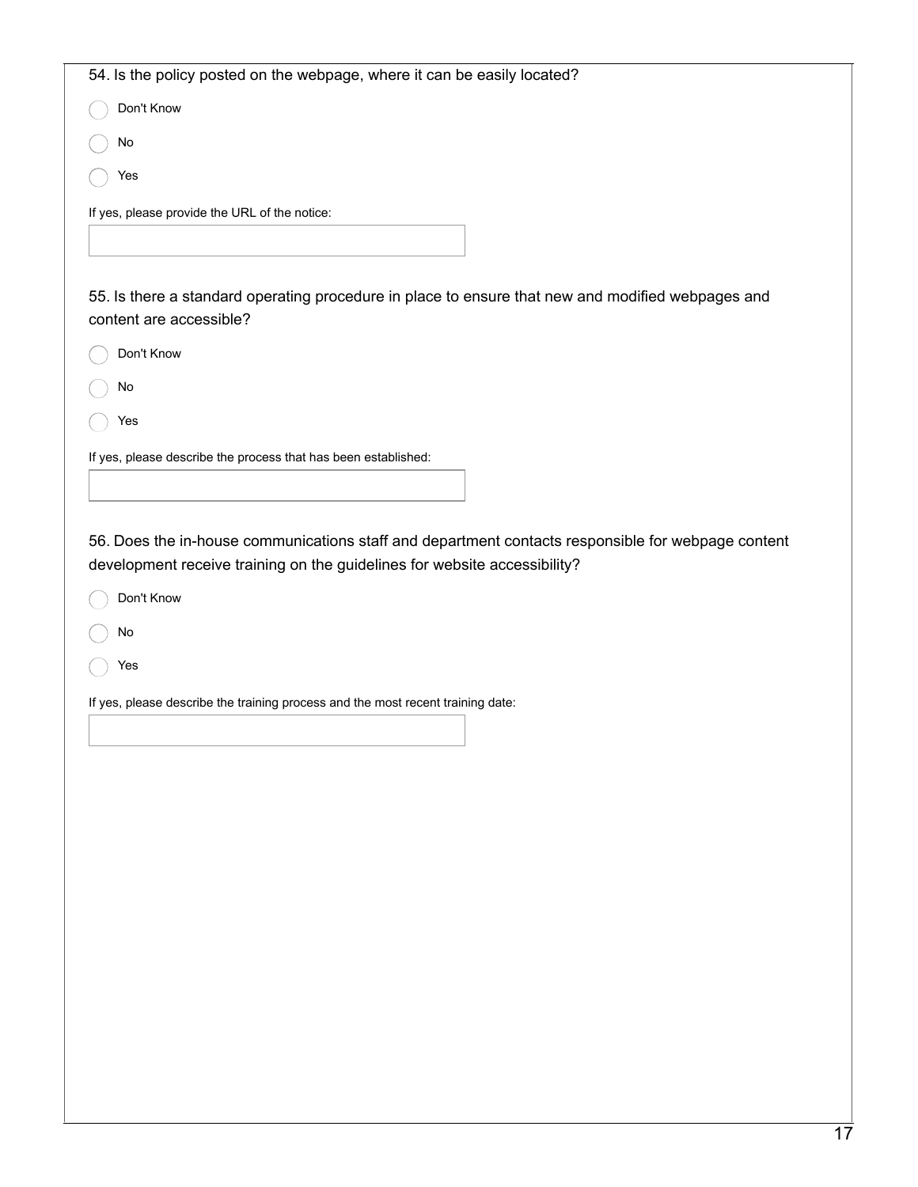54. Is the policy posted on the webpage, where it can be easily located?

- Don't Know
- No
- Yes

If yes, please provide the URL of the notice:

55. Is there a standard operating procedure in place to ensure that new and modified webpages and content are accessible?

- Don't Know
- No
- Yes

If yes, please describe the process that has been established:

56. Does the in-house communications staff and department contacts responsible for webpage content development receive training on the guidelines for website accessibility?

- Don't Know
- No
- Yes

If yes, please describe the training process and the most recent training date: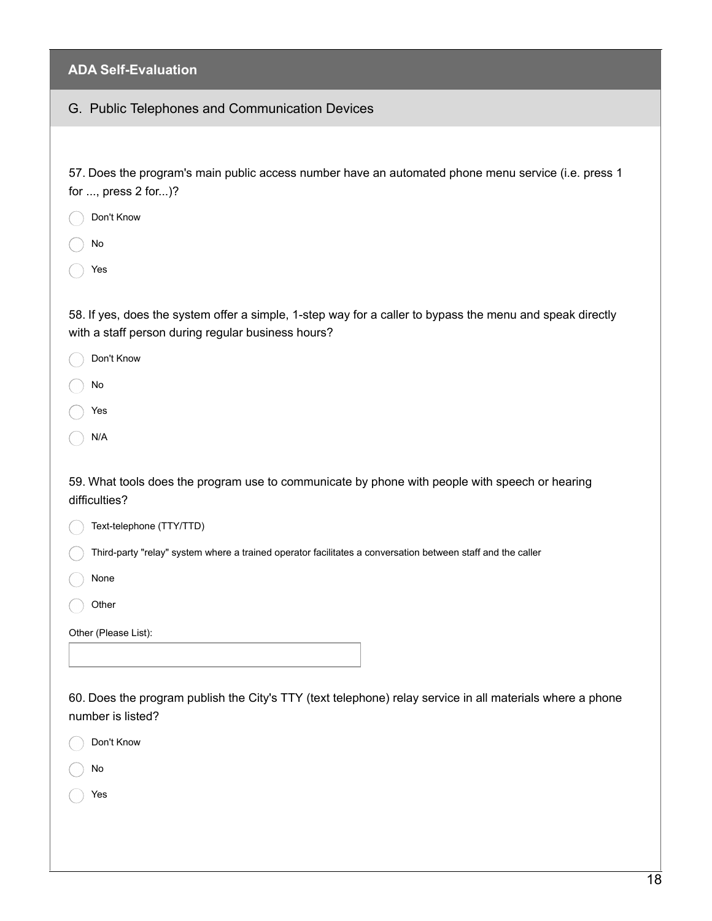## ADA Self-Evaluation

### G. Public Telephones and Communication Devices

57. Does the program's main public access number have an automated phone menu service (i.e. press 1 for ..., press 2 for...)?

- Don't Know
- No
- Yes

58. If yes, does the system offer a simple, 1-step way for a caller to bypass the menu and speak directly with a staff person during regular business hours?

- Don't Know
- No
- Yes
- N/A

59. What tools does the program use to communicate by phone with people with speech or hearing difficulties?

- Text-telephone (TTY/TTD)
- Third-party "relay" system where a trained operator facilitates a conversation between staff and the caller
- None
- Other

Other (Please List):

60. Does the program publish the City's TTY (text telephone) relay service in all materials where a phone number is listed?

- Don't Know
- No
- Yes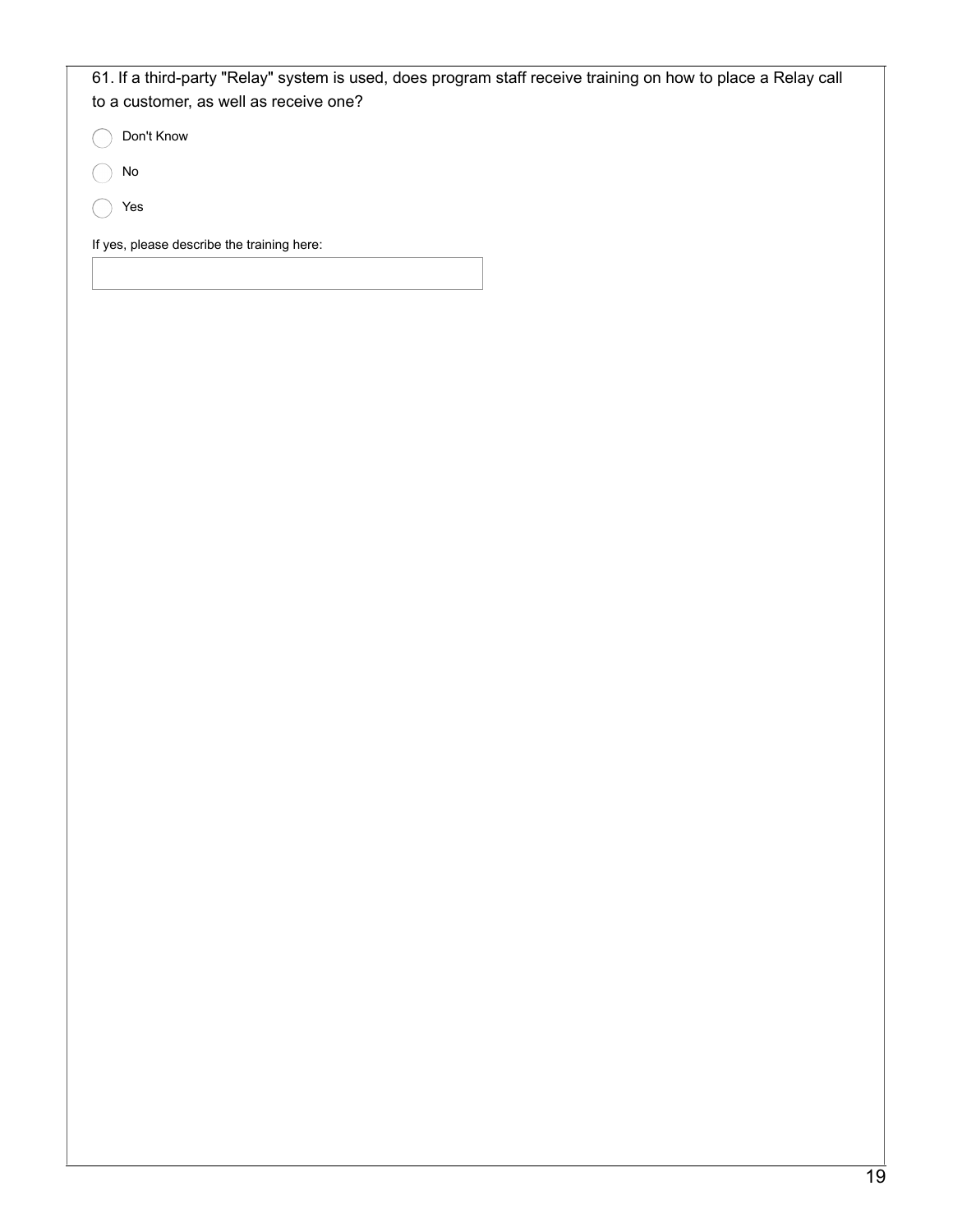61. If a third-party "Relay" system is used, does program staff receive training on how to place a Relay call to a customer, as well as receive one?

- Don't Know
- No
- Yes

If yes, please describe the training here: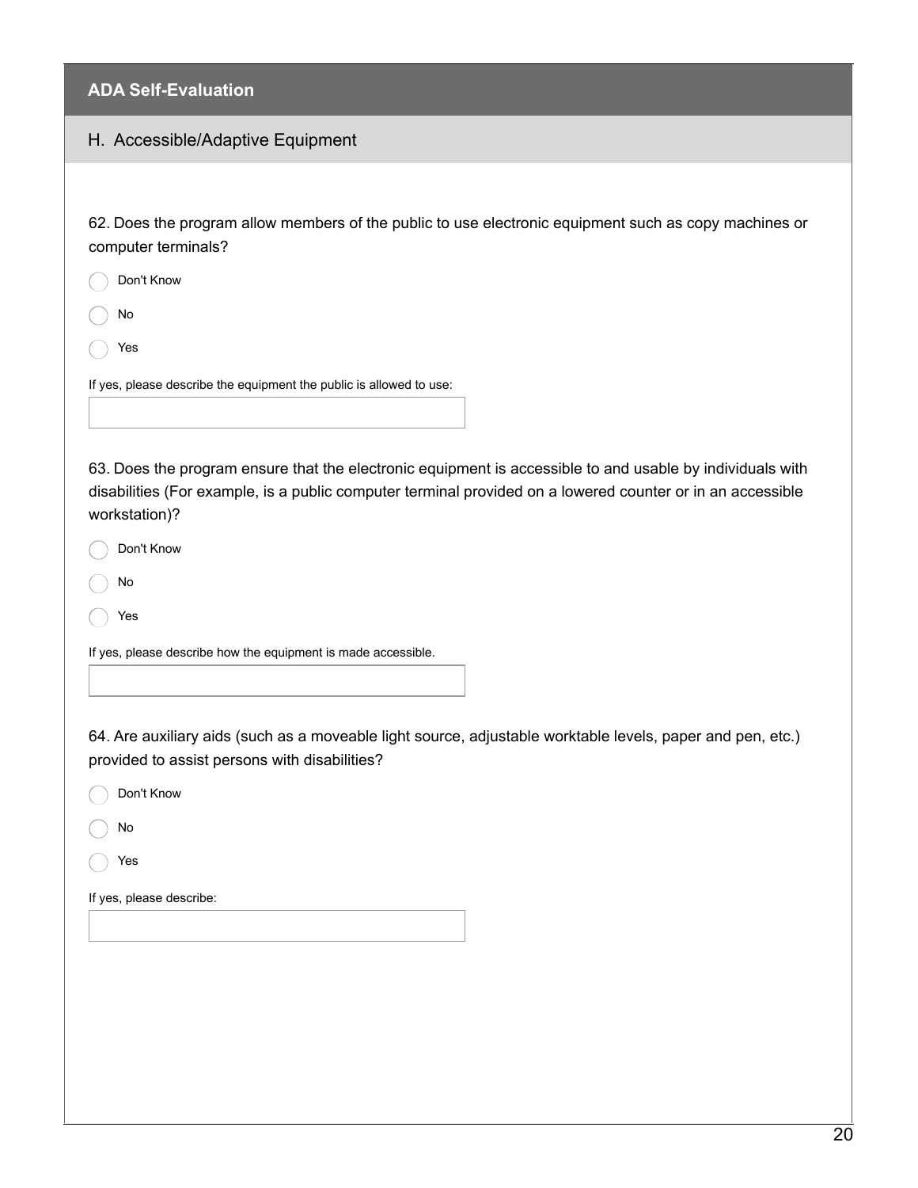## ADA Self-Evaluation

### H. Accessible/Adaptive Equipment

62. Does the program allow members of the public to use electronic equipment such as copy machines or computer terminals?

- ◯ Don't Know
- ◯ No
- ◯ Yes

If yes, please describe the equipment the public is allowed to use:

63. Does the program ensure that the electronic equipment is accessible to and usable by individuals with disabilities (For example, is a public computer terminal provided on a lowered counter or in an accessible workstation)?

- ◯ Don't Know
- ◯ No
- ◯ Yes

If yes, please describe how the equipment is made accessible.

64. Are auxiliary aids (such as a moveable light source, adjustable worktable levels, paper and pen, etc.) provided to assist persons with disabilities?

- ◯ Don't Know
- ◯ No
- ◯ Yes

If yes, please describe: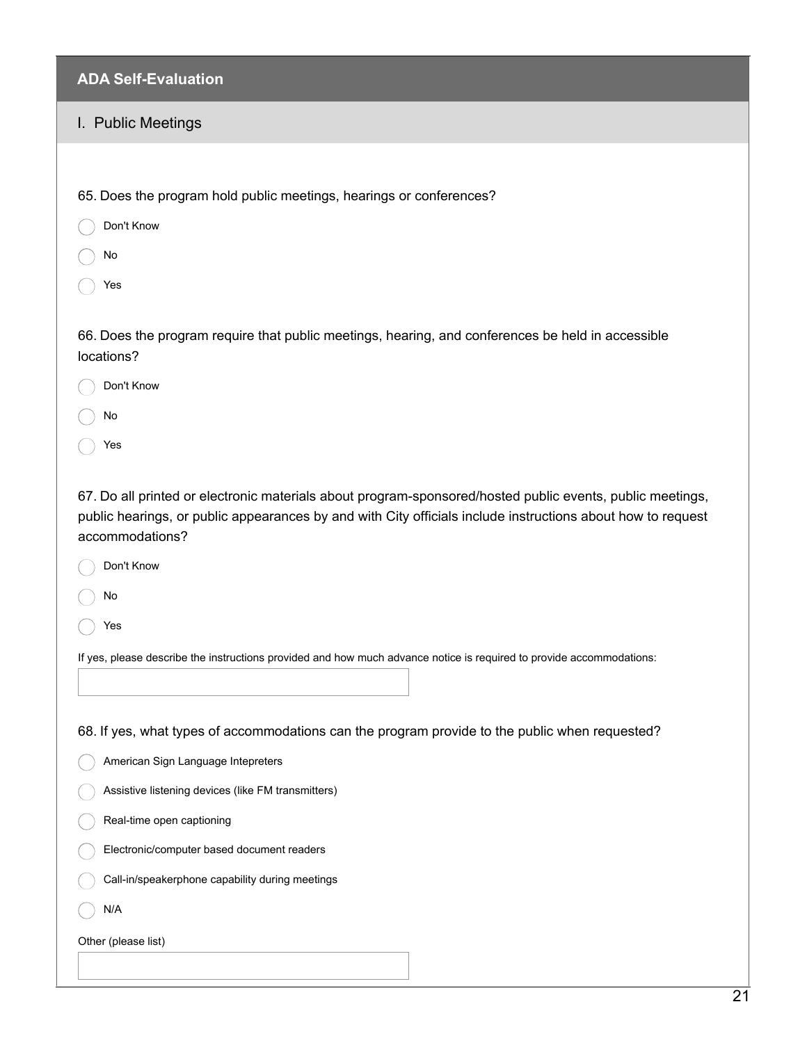## ADA Self-Evaluation

### I. Public Meetings

65. Does the program hold public meetings, hearings or conferences?

- ◯ Don't Know
- ◯ No
- ◯ Yes

66. Does the program require that public meetings, hearing, and conferences be held in accessible locations?

- ◯ Don't Know
- ◯ No
- ◯ Yes

67. Do all printed or electronic materials about program-sponsored/hosted public events, public meetings, public hearings, or public appearances by and with City officials include instructions about how to request accommodations?

- ◯ Don't Know
- ◯ No
- ◯ Yes

If yes, please describe the instructions provided and how much advance notice is required to provide accommodations:

\_\_\_\_\_\_\_\_\_\_\_\_\_\_\_\_\_\_\_\_

68. If yes, what types of accommodations can the program provide to the public when requested?

- ◯ American Sign Language Intepreters
- ◯ Assistive listening devices (like FM transmitters)
- ◯ Real-time open captioning
- ◯ Electronic/computer based document readers
- ◯ Call-in/speakerphone capability during meetings
- ◯ N/A

Other (please list)

\_\_\_\_\_\_\_\_\_\_\_\_\_\_\_\_\_\_\_\_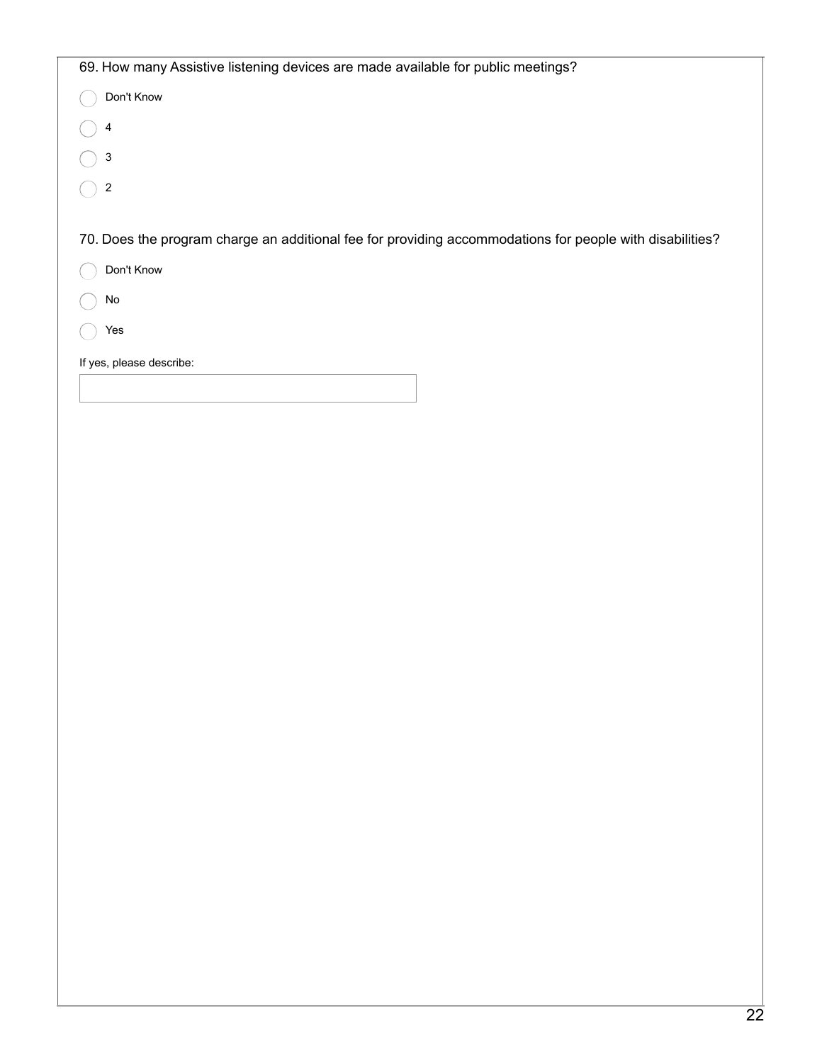69. How many Assistive listening devices are made available for public meetings?

- ◯ Don't Know
- ◯ 4
- ◯ 3
- ◯ 2

70. Does the program charge an additional fee for providing accommodations for people with disabilities?

- ◯ Don't Know
- ◯ No
- ◯ Yes

If yes, please describe: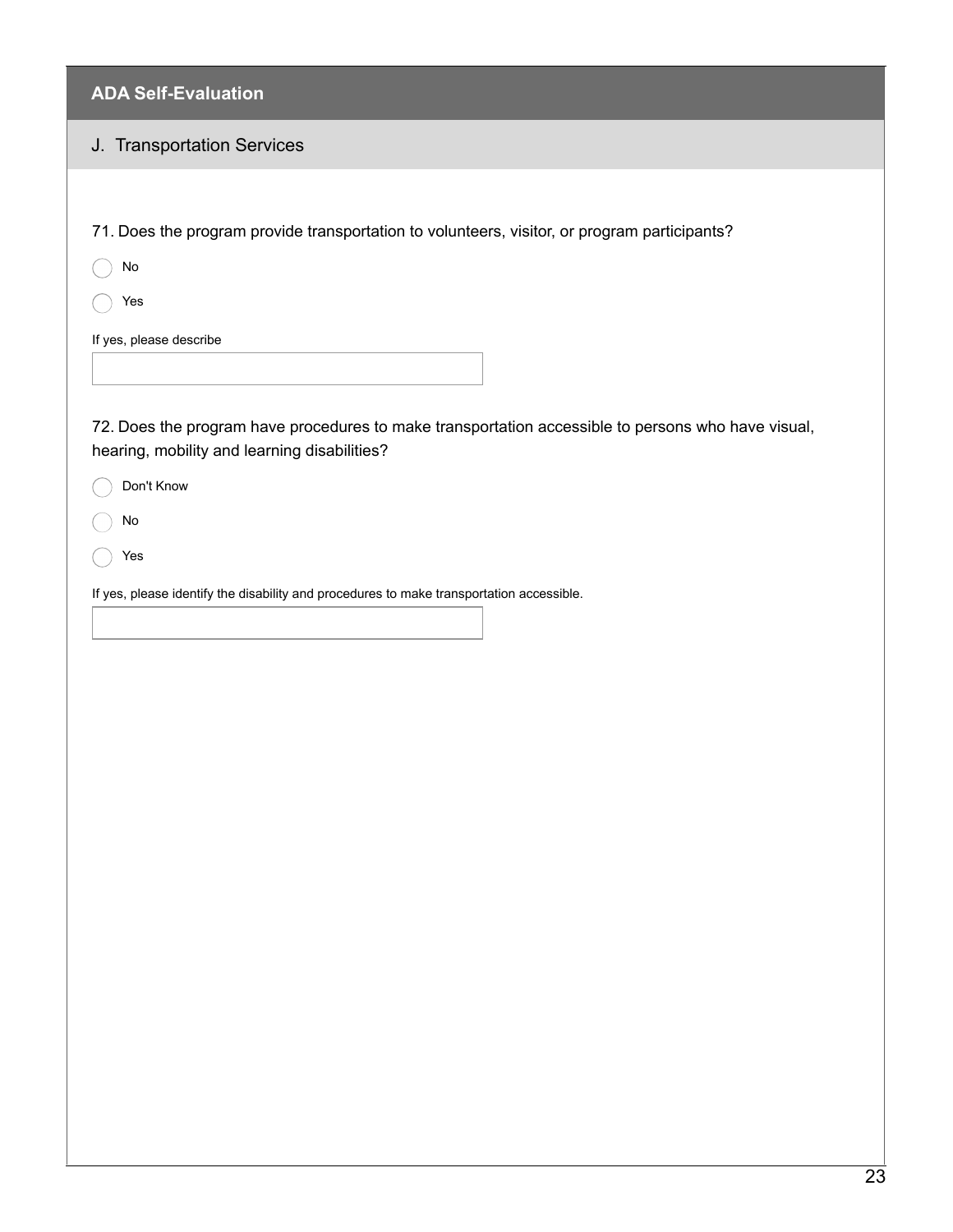## ADA Self-Evaluation

### J. Transportation Services

71. Does the program provide transportation to volunteers, visitor, or program participants?

- ◯ No
- ◯ Yes

If yes, please describe

72. Does the program have procedures to make transportation accessible to persons who have visual, hearing, mobility and learning disabilities?

- ◯ Don't Know
- ◯ No
- ◯ Yes

If yes, please identify the disability and procedures to make transportation accessible.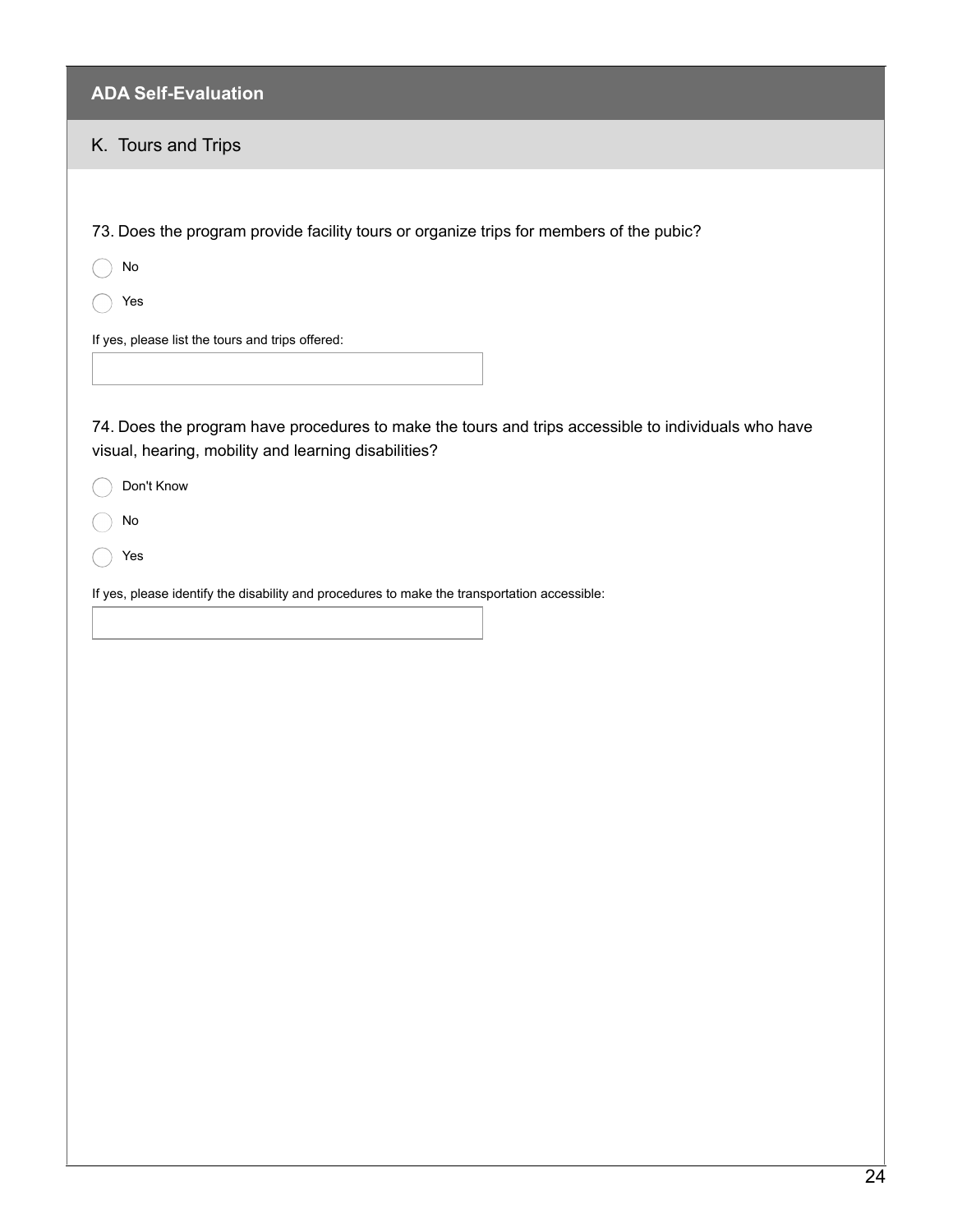## ADA Self-Evaluation

### K. Tours and Trips

73. Does the program provide facility tours or organize trips for members of the pubic?

- ○ No
- ○ Yes

If yes, please list the tours and trips offered:

74. Does the program have procedures to make the tours and trips accessible to individuals who have visual, hearing, mobility and learning disabilities?

- ○ Don't Know
- ○ No
- ○ Yes

If yes, please identify the disability and procedures to make the transportation accessible: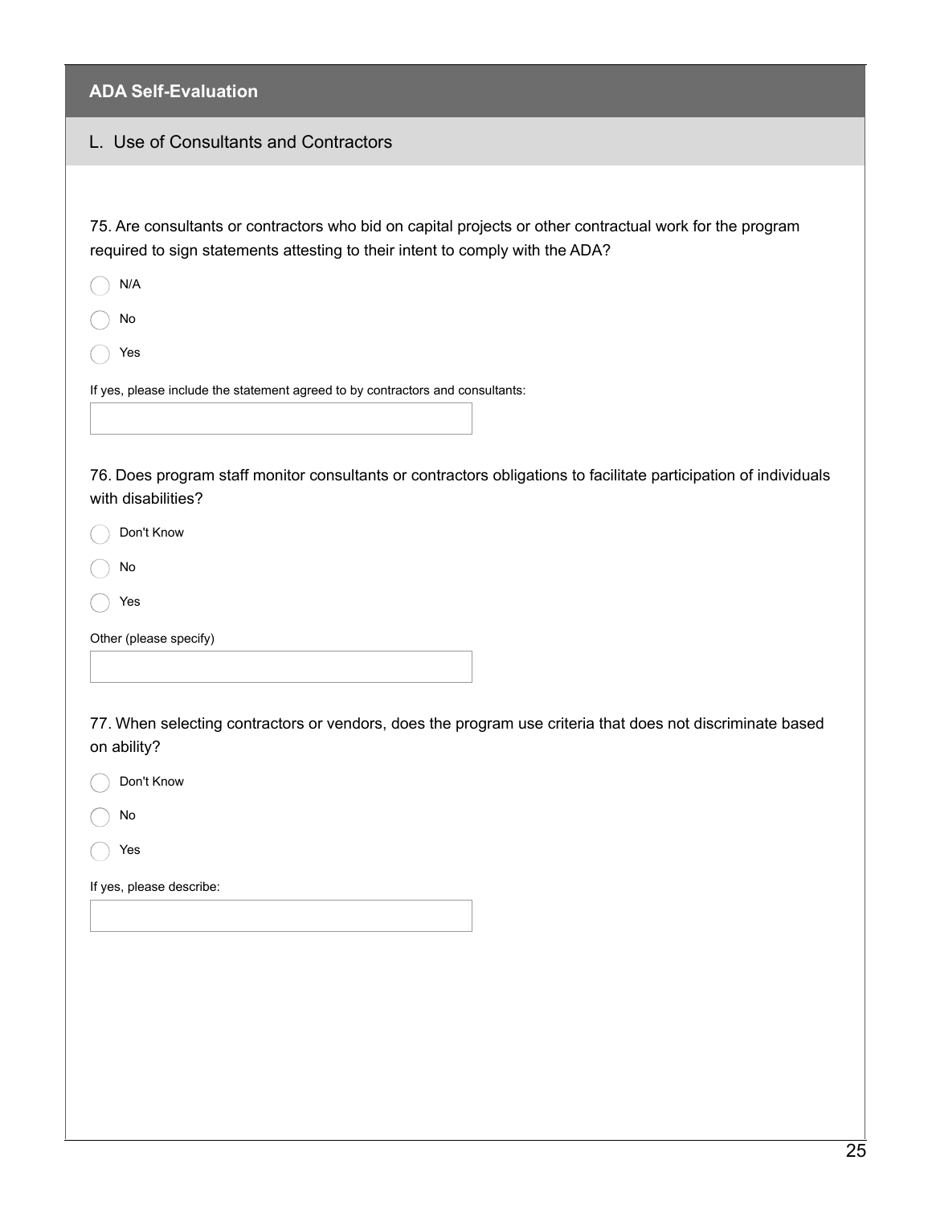## ADA Self-Evaluation

### L. Use of Consultants and Contractors

75. Are consultants or contractors who bid on capital projects or other contractual work for the program required to sign statements attesting to their intent to comply with the ADA?

- N/A
- No
- Yes

If yes, please include the statement agreed to by contractors and consultants:

76. Does program staff monitor consultants or contractors obligations to facilitate participation of individuals with disabilities?

- Don't Know
- No
- Yes

Other (please specify)

77. When selecting contractors or vendors, does the program use criteria that does not discriminate based on ability?

- Don't Know
- No
- Yes

If yes, please describe: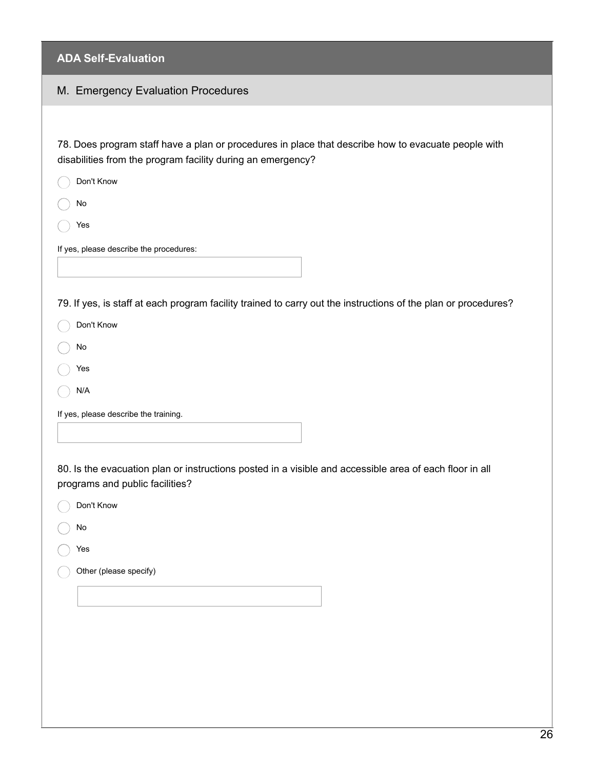## ADA Self-Evaluation

### M. Emergency Evaluation Procedures

78. Does program staff have a plan or procedures in place that describe how to evacuate people with disabilities from the program facility during an emergency?

- Don't Know
- No
- Yes

If yes, please describe the procedures:

79. If yes, is staff at each program facility trained to carry out the instructions of the plan or procedures?

- Don't Know
- No
- Yes
- N/A

If yes, please describe the training.

80. Is the evacuation plan or instructions posted in a visible and accessible area of each floor in all programs and public facilities?

- Don't Know
- No
- Yes
- Other (please specify)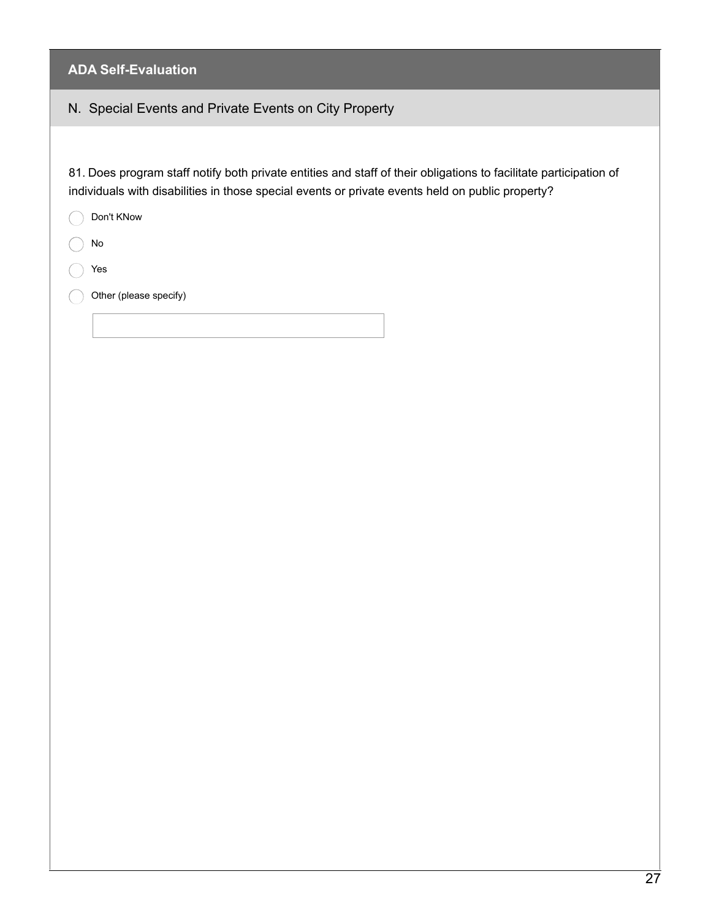## ADA Self-Evaluation

### N. Special Events and Private Events on City Property

81. Does program staff notify both private entities and staff of their obligations to facilitate participation of individuals with disabilities in those special events or private events held on public property?

- Don't KNow
- No
- Yes
- Other (please specify)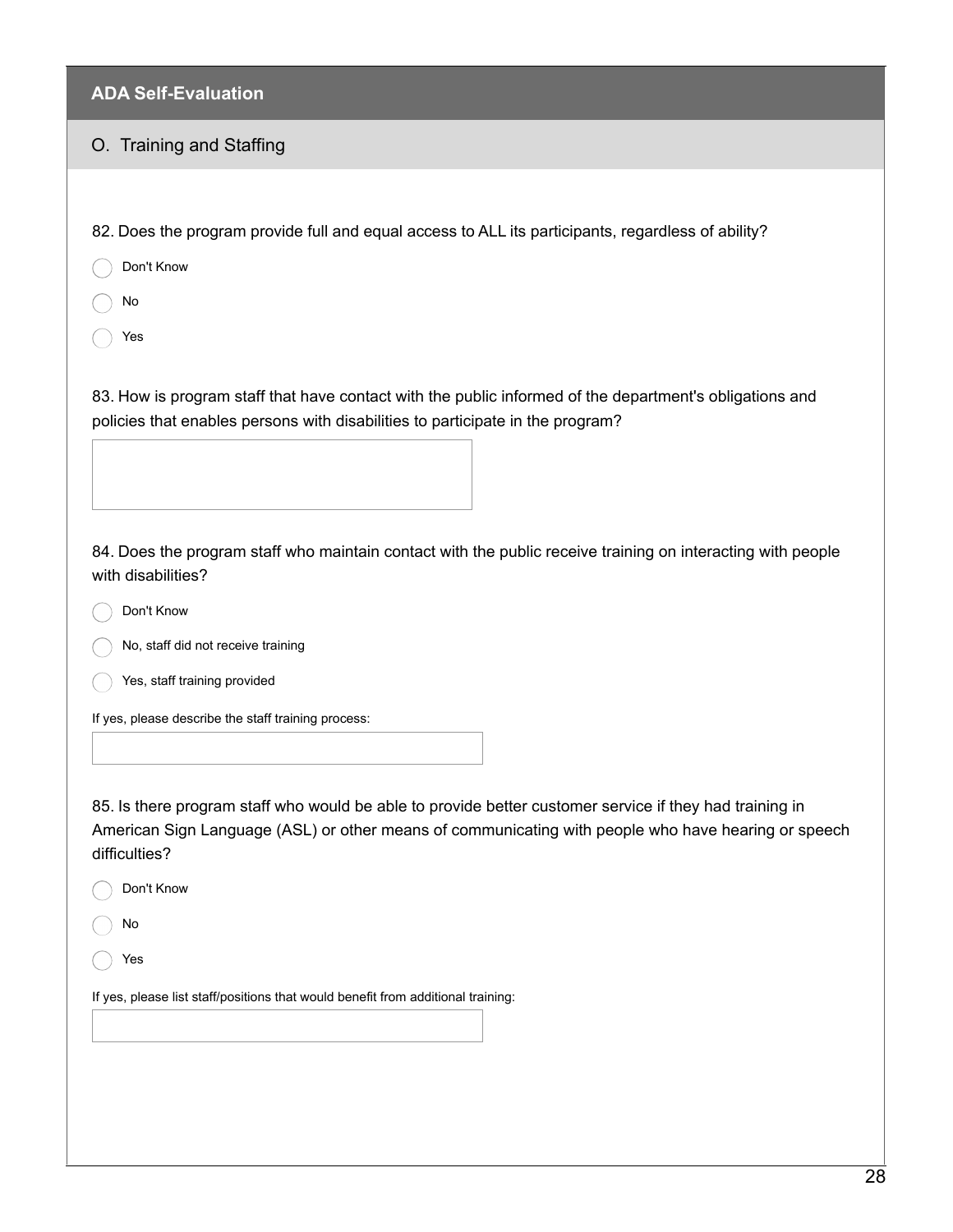## ADA Self-Evaluation

### O. Training and Staffing

82. Does the program provide full and equal access to ALL its participants, regardless of ability?

- ◯ Don't Know
- ◯ No
- ◯ Yes

83. How is program staff that have contact with the public informed of the department's obligations and policies that enables persons with disabilities to participate in the program?

84. Does the program staff who maintain contact with the public receive training on interacting with people with disabilities?

- ◯ Don't Know
- ◯ No, staff did not receive training
- ◯ Yes, staff training provided

If yes, please describe the staff training process:

85. Is there program staff who would be able to provide better customer service if they had training in American Sign Language (ASL) or other means of communicating with people who have hearing or speech difficulties?

- ◯ Don't Know
- ◯ No
- ◯ Yes

If yes, please list staff/positions that would benefit from additional training: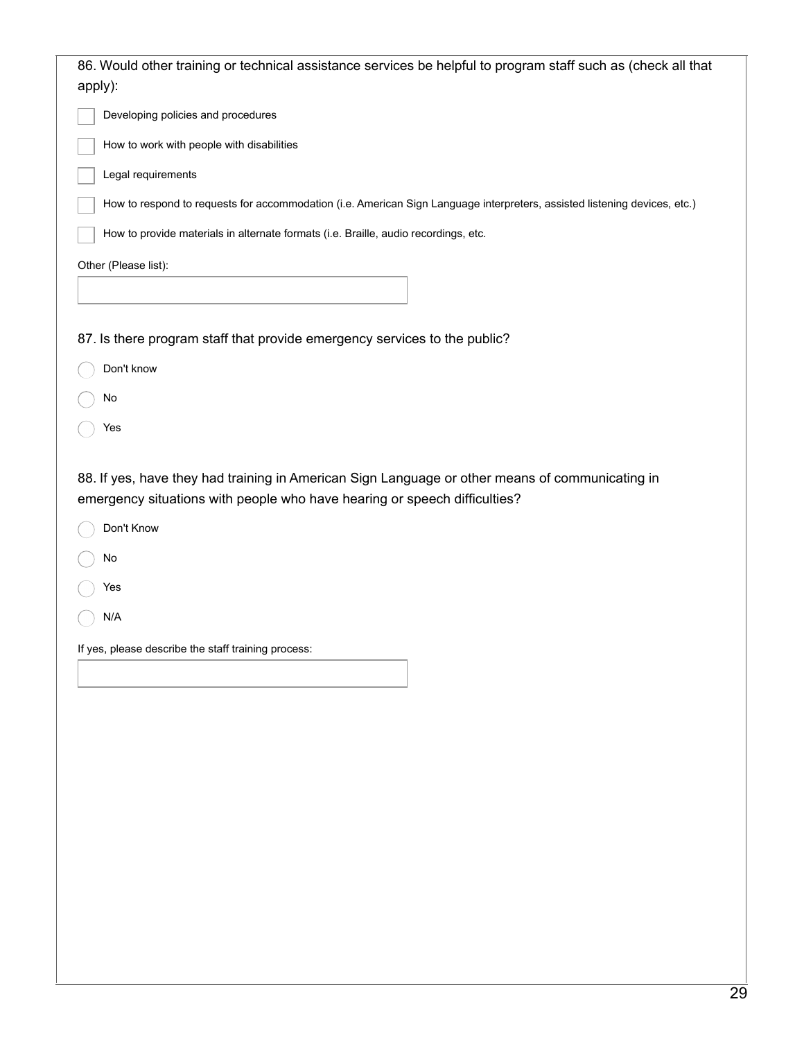86. Would other training or technical assistance services be helpful to program staff such as (check all that apply):

- [ ] Developing policies and procedures
- [ ] How to work with people with disabilities
- [ ] Legal requirements
- [ ] How to respond to requests for accommodation (i.e. American Sign Language interpreters, assisted listening devices, etc.)
- [ ] How to provide materials in alternate formats (i.e. Braille, audio recordings, etc.

Other (Please list):

\_\_\_\_\_\_\_\_\_\_\_\_\_\_\_\_\_\_\_\_

87. Is there program staff that provide emergency services to the public?

- ( ) Don't know
- ( ) No
- ( ) Yes

88. If yes, have they had training in American Sign Language or other means of communicating in emergency situations with people who have hearing or speech difficulties?

- ( ) Don't Know
- ( ) No
- ( ) Yes
- ( ) N/A

If yes, please describe the staff training process:

\_\_\_\_\_\_\_\_\_\_\_\_\_\_\_\_\_\_\_\_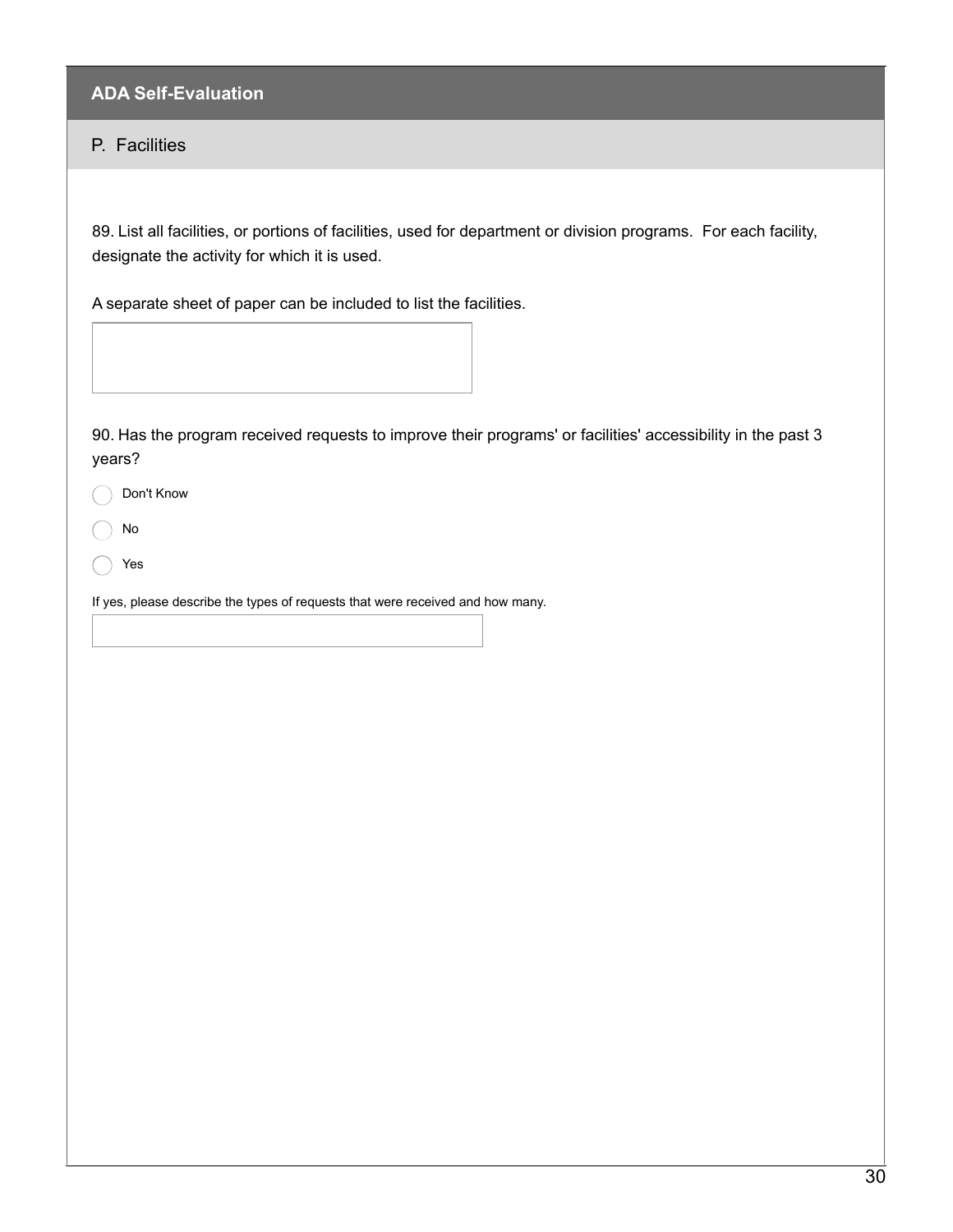## ADA Self-Evaluation

### P. Facilities

89. List all facilities, or portions of facilities, used for department or division programs. For each facility, designate the activity for which it is used.

A separate sheet of paper can be included to list the facilities.

90. Has the program received requests to improve their programs' or facilities' accessibility in the past 3 years?

- ◯ Don't Know
- ◯ No
- ◯ Yes

If yes, please describe the types of requests that were received and how many.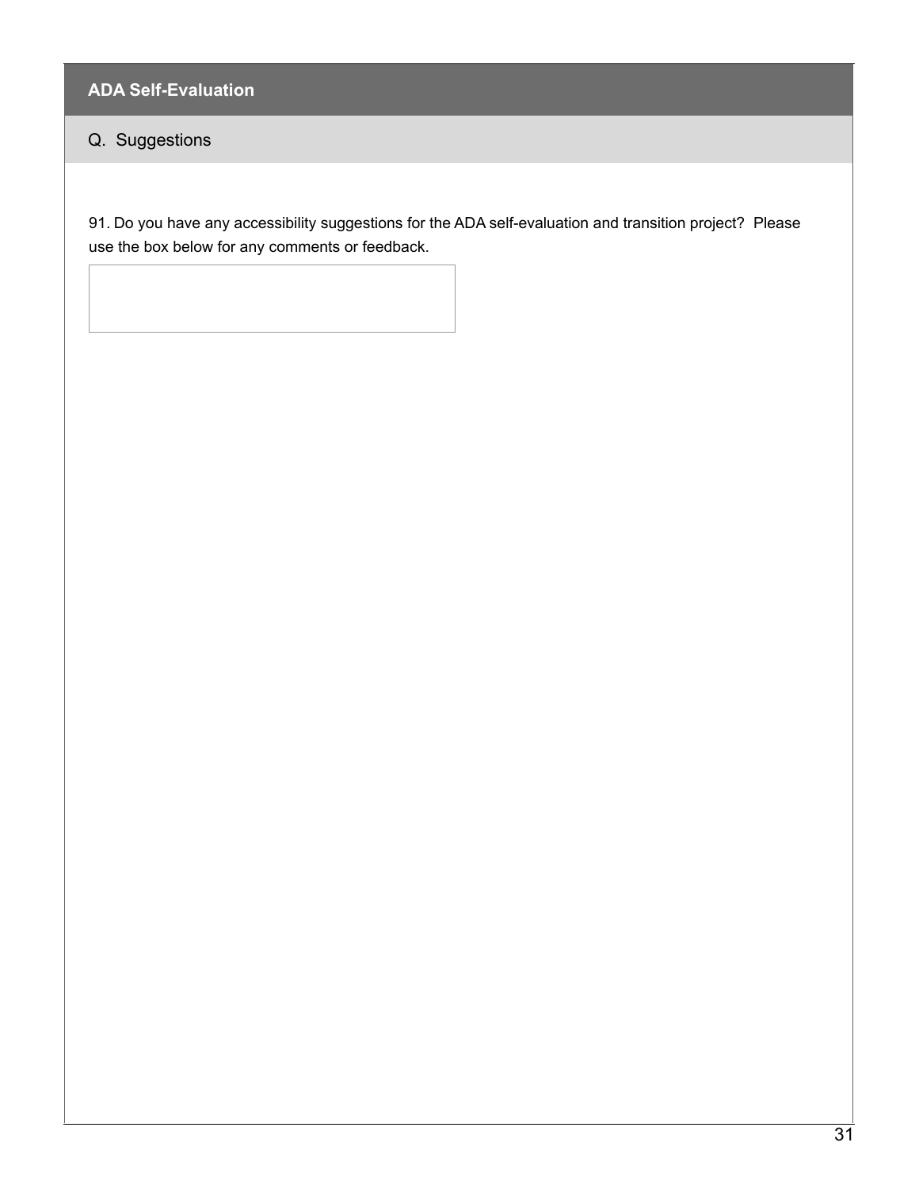## ADA Self-Evaluation

### Q. Suggestions

91. Do you have any accessibility suggestions for the ADA self-evaluation and transition project? Please use the box below for any comments or feedback.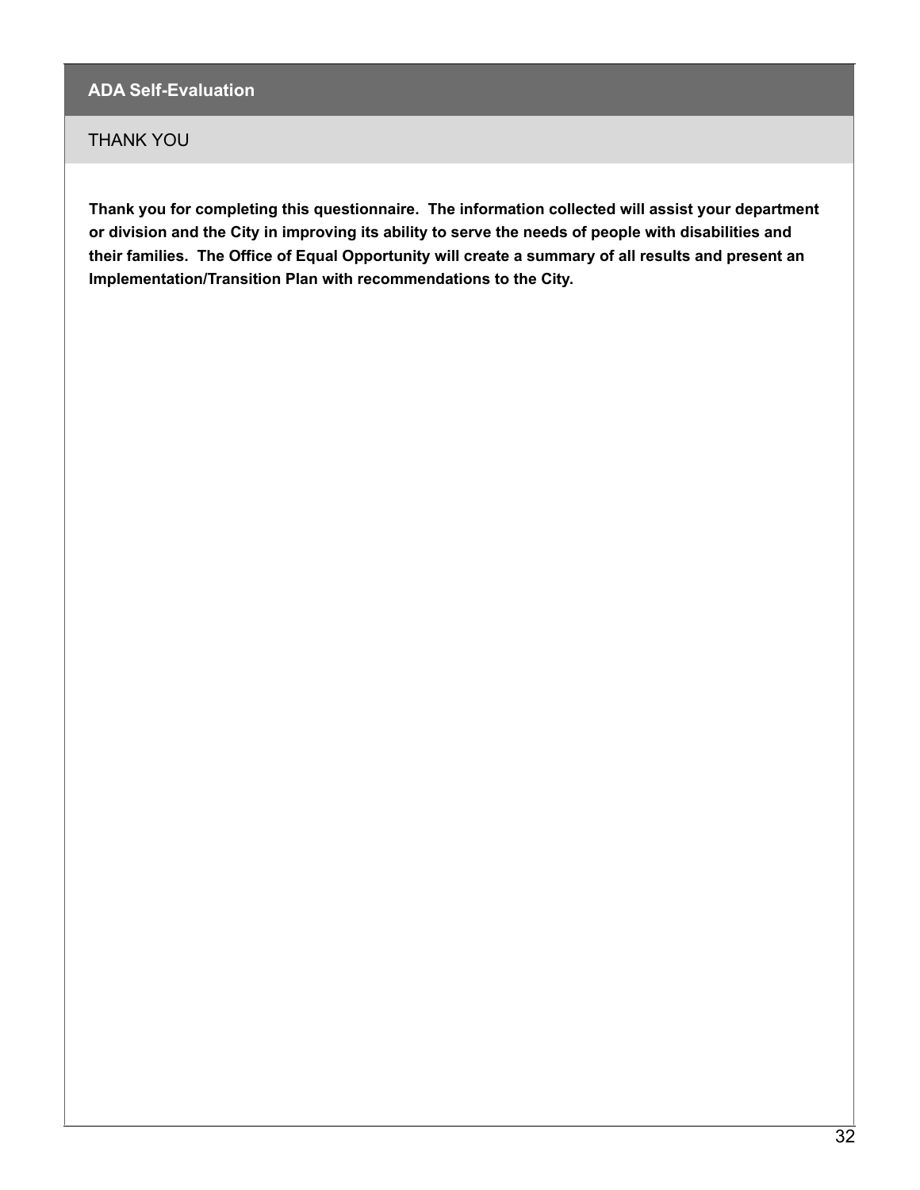## ADA Self-Evaluation

### THANK YOU

**Thank you for completing this questionnaire. The information collected will assist your department or division and the City in improving its ability to serve the needs of people with disabilities and their families. The Office of Equal Opportunity will create a summary of all results and present an Implementation/Transition Plan with recommendations to the City.**